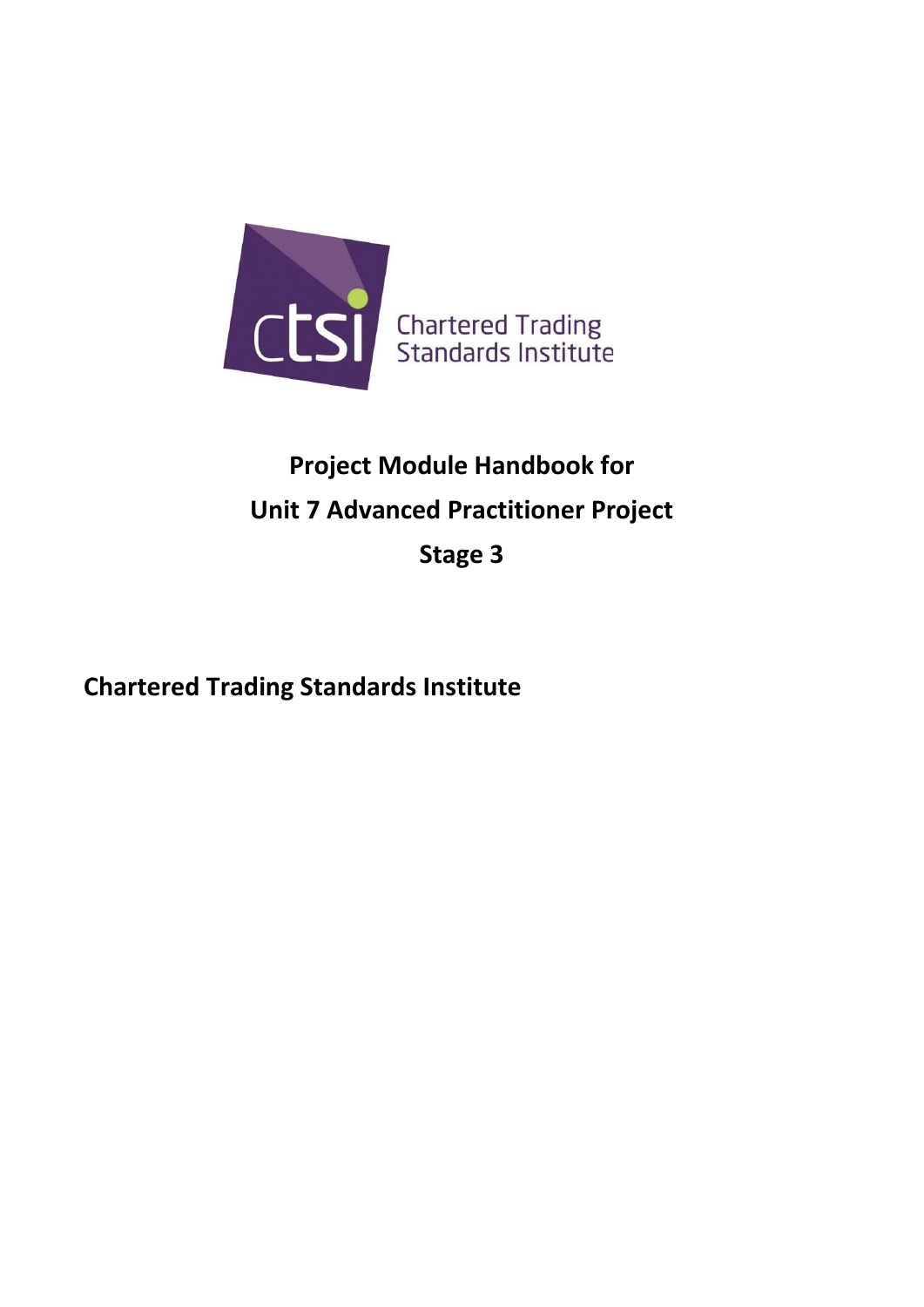ctsi Chartered Trading Standards Institute

# Project Module Handbook for
# Unit 7 Advanced Practitioner Project
# Stage 3

**Chartered Trading Standards Institute**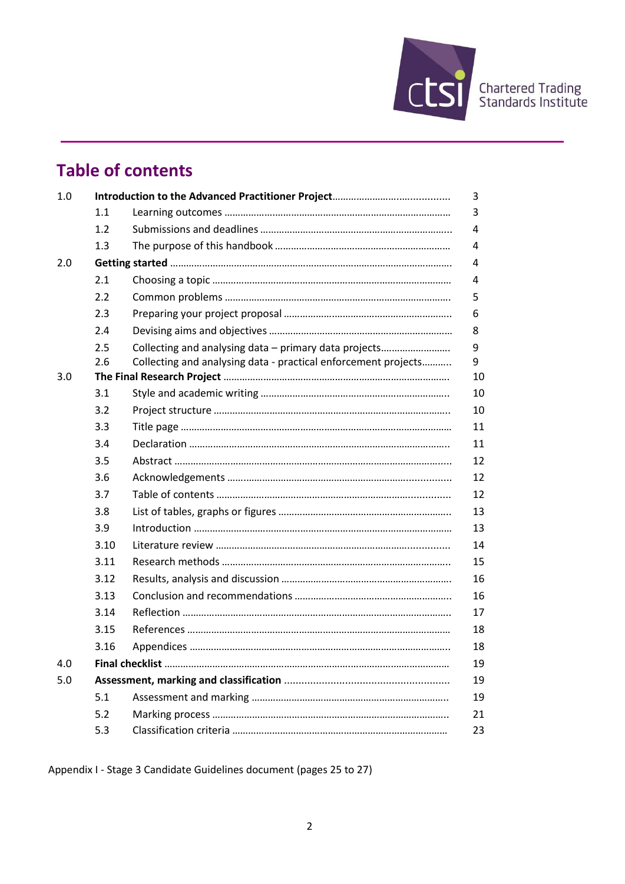## Table of contents

| | | | |
|---|---|---|---|
| 1.0 | **Introduction to the Advanced Practitioner Project** | | 3 |
| | 1.1 | Learning outcomes | 3 |
| | 1.2 | Submissions and deadlines | 4 |
| | 1.3 | The purpose of this handbook | 4 |
| 2.0 | **Getting started** | | 4 |
| | 2.1 | Choosing a topic | 4 |
| | 2.2 | Common problems | 5 |
| | 2.3 | Preparing your project proposal | 6 |
| | 2.4 | Devising aims and objectives | 8 |
| | 2.5 | Collecting and analysing data – primary data projects | 9 |
| | 2.6 | Collecting and analysing data - practical enforcement projects | 9 |
| 3.0 | **The Final Research Project** | | 10 |
| | 3.1 | Style and academic writing | 10 |
| | 3.2 | Project structure | 10 |
| | 3.3 | Title page | 11 |
| | 3.4 | Declaration | 11 |
| | 3.5 | Abstract | 12 |
| | 3.6 | Acknowledgements | 12 |
| | 3.7 | Table of contents | 12 |
| | 3.8 | List of tables, graphs or figures | 13 |
| | 3.9 | Introduction | 13 |
| | 3.10 | Literature review | 14 |
| | 3.11 | Research methods | 15 |
| | 3.12 | Results, analysis and discussion | 16 |
| | 3.13 | Conclusion and recommendations | 16 |
| | 3.14 | Reflection | 17 |
| | 3.15 | References | 18 |
| | 3.16 | Appendices | 18 |
| 4.0 | **Final checklist** | | 19 |
| 5.0 | **Assessment, marking and classification** | | 19 |
| | 5.1 | Assessment and marking | 19 |
| | 5.2 | Marking process | 21 |
| | 5.3 | Classification criteria | 23 |

Appendix I - Stage 3 Candidate Guidelines document (pages 25 to 27)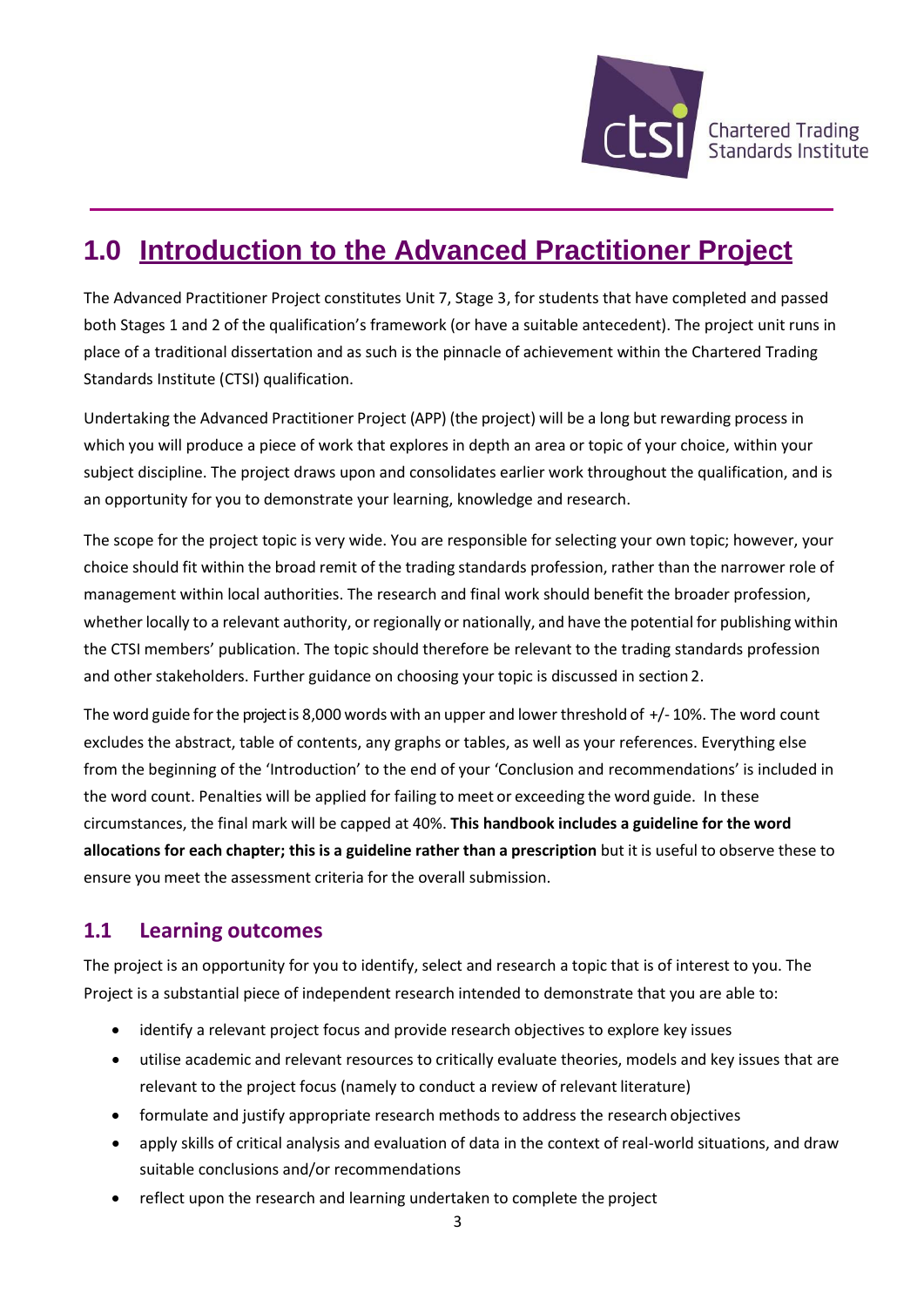# 1.0 Introduction to the Advanced Practitioner Project

The Advanced Practitioner Project constitutes Unit 7, Stage 3, for students that have completed and passed both Stages 1 and 2 of the qualification's framework (or have a suitable antecedent). The project unit runs in place of a traditional dissertation and as such is the pinnacle of achievement within the Chartered Trading Standards Institute (CTSI) qualification.

Undertaking the Advanced Practitioner Project (APP) (the project) will be a long but rewarding process in which you will produce a piece of work that explores in depth an area or topic of your choice, within your subject discipline. The project draws upon and consolidates earlier work throughout the qualification, and is an opportunity for you to demonstrate your learning, knowledge and research.

The scope for the project topic is very wide. You are responsible for selecting your own topic; however, your choice should fit within the broad remit of the trading standards profession, rather than the narrower role of management within local authorities. The research and final work should benefit the broader profession, whether locally to a relevant authority, or regionally or nationally, and have the potential for publishing within the CTSI members' publication. The topic should therefore be relevant to the trading standards profession and other stakeholders. Further guidance on choosing your topic is discussed in section 2.

The word guide for the project is 8,000 words with an upper and lower threshold of +/- 10%. The word count excludes the abstract, table of contents, any graphs or tables, as well as your references. Everything else from the beginning of the 'Introduction' to the end of your 'Conclusion and recommendations' is included in the word count. Penalties will be applied for failing to meet or exceeding the word guide. In these circumstances, the final mark will be capped at 40%. **This handbook includes a guideline for the word allocations for each chapter; this is a guideline rather than a prescription** but it is useful to observe these to ensure you meet the assessment criteria for the overall submission.

## 1.1 Learning outcomes

The project is an opportunity for you to identify, select and research a topic that is of interest to you. The Project is a substantial piece of independent research intended to demonstrate that you are able to:

- identify a relevant project focus and provide research objectives to explore key issues
- utilise academic and relevant resources to critically evaluate theories, models and key issues that are relevant to the project focus (namely to conduct a review of relevant literature)
- formulate and justify appropriate research methods to address the research objectives
- apply skills of critical analysis and evaluation of data in the context of real-world situations, and draw suitable conclusions and/or recommendations
- reflect upon the research and learning undertaken to complete the project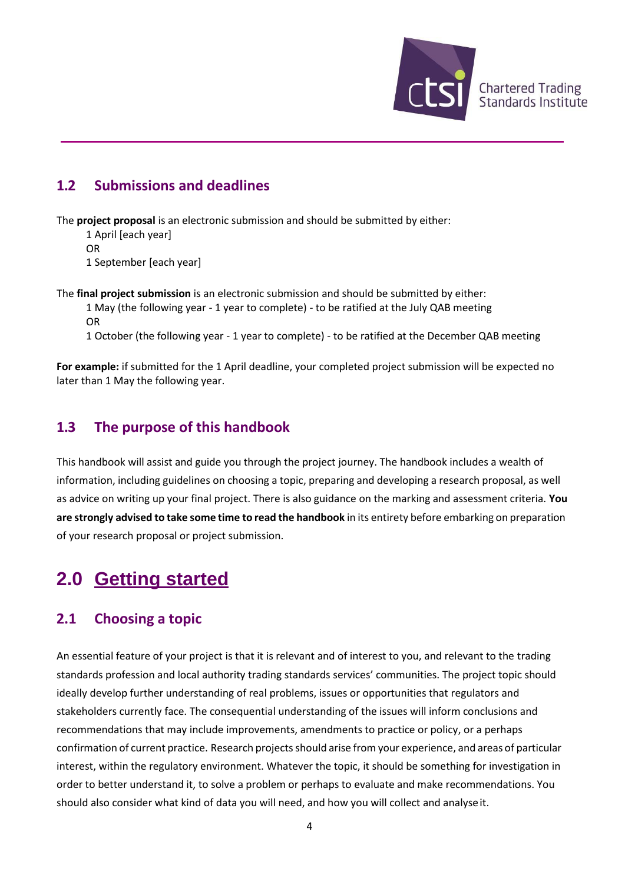## 1.2 Submissions and deadlines

The **project proposal** is an electronic submission and should be submitted by either:

1 April [each year]
OR
1 September [each year]

The **final project submission** is an electronic submission and should be submitted by either:

1 May (the following year - 1 year to complete) - to be ratified at the July QAB meeting
OR
1 October (the following year - 1 year to complete) - to be ratified at the December QAB meeting

**For example:** if submitted for the 1 April deadline, your completed project submission will be expected no later than 1 May the following year.

## 1.3 The purpose of this handbook

This handbook will assist and guide you through the project journey. The handbook includes a wealth of information, including guidelines on choosing a topic, preparing and developing a research proposal, as well as advice on writing up your final project. There is also guidance on the marking and assessment criteria. **You are strongly advised to take some time to read the handbook** in its entirety before embarking on preparation of your research proposal or project submission.

# 2.0 Getting started

## 2.1 Choosing a topic

An essential feature of your project is that it is relevant and of interest to you, and relevant to the trading standards profession and local authority trading standards services' communities. The project topic should ideally develop further understanding of real problems, issues or opportunities that regulators and stakeholders currently face. The consequential understanding of the issues will inform conclusions and recommendations that may include improvements, amendments to practice or policy, or a perhaps confirmation of current practice. Research projects should arise from your experience, and areas of particular interest, within the regulatory environment. Whatever the topic, it should be something for investigation in order to better understand it, to solve a problem or perhaps to evaluate and make recommendations. You should also consider what kind of data you will need, and how you will collect and analyse it.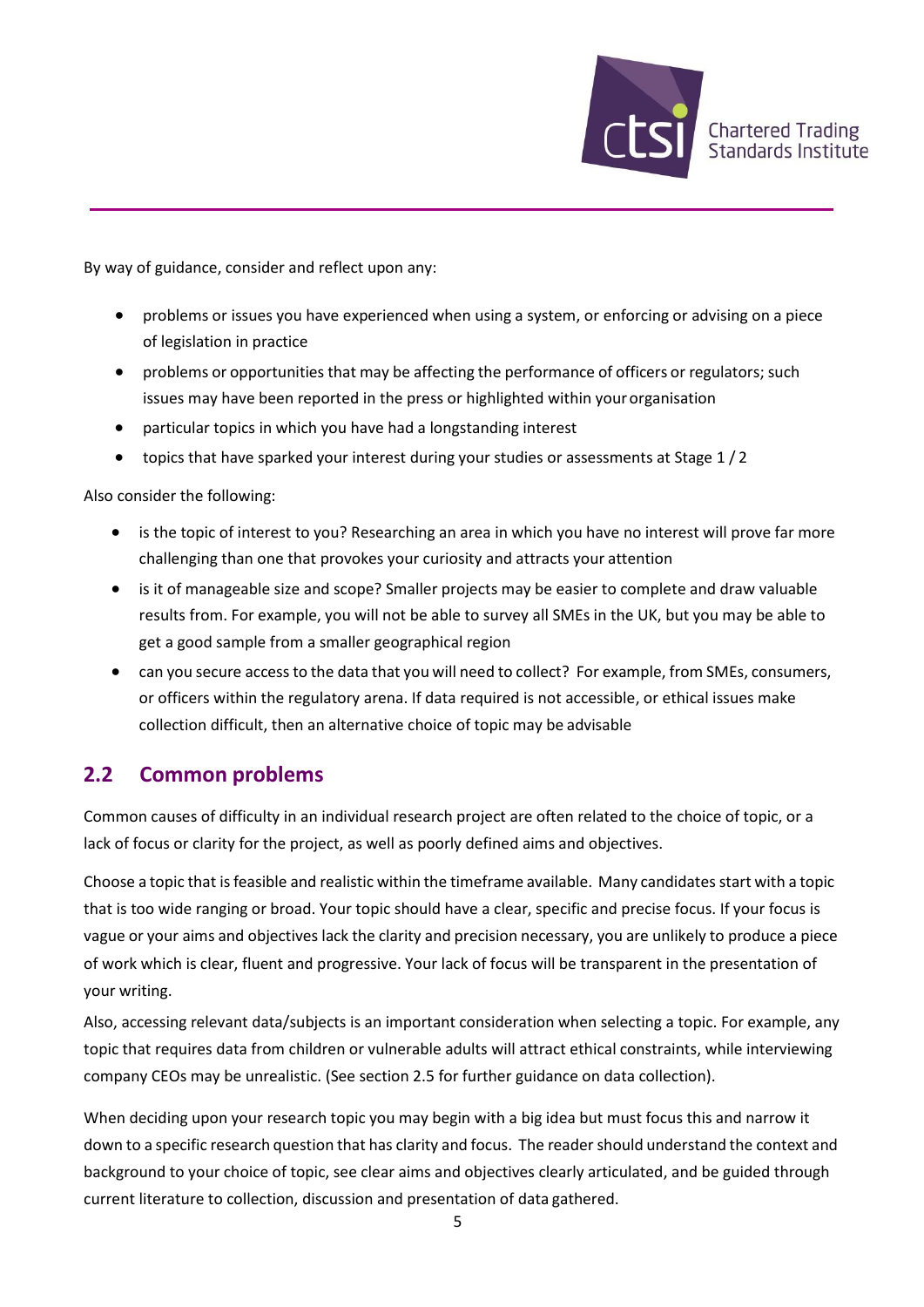By way of guidance, consider and reflect upon any:

- problems or issues you have experienced when using a system, or enforcing or advising on a piece of legislation in practice
- problems or opportunities that may be affecting the performance of officers or regulators; such issues may have been reported in the press or highlighted within your organisation
- particular topics in which you have had a longstanding interest
- topics that have sparked your interest during your studies or assessments at Stage 1 / 2

Also consider the following:

- is the topic of interest to you? Researching an area in which you have no interest will prove far more challenging than one that provokes your curiosity and attracts your attention
- is it of manageable size and scope? Smaller projects may be easier to complete and draw valuable results from. For example, you will not be able to survey all SMEs in the UK, but you may be able to get a good sample from a smaller geographical region
- can you secure access to the data that you will need to collect? For example, from SMEs, consumers, or officers within the regulatory arena. If data required is not accessible, or ethical issues make collection difficult, then an alternative choice of topic may be advisable

## 2.2 Common problems

Common causes of difficulty in an individual research project are often related to the choice of topic, or a lack of focus or clarity for the project, as well as poorly defined aims and objectives.

Choose a topic that is feasible and realistic within the timeframe available. Many candidates start with a topic that is too wide ranging or broad. Your topic should have a clear, specific and precise focus. If your focus is vague or your aims and objectives lack the clarity and precision necessary, you are unlikely to produce a piece of work which is clear, fluent and progressive. Your lack of focus will be transparent in the presentation of your writing.

Also, accessing relevant data/subjects is an important consideration when selecting a topic. For example, any topic that requires data from children or vulnerable adults will attract ethical constraints, while interviewing company CEOs may be unrealistic. (See section 2.5 for further guidance on data collection).

When deciding upon your research topic you may begin with a big idea but must focus this and narrow it down to a specific research question that has clarity and focus. The reader should understand the context and background to your choice of topic, see clear aims and objectives clearly articulated, and be guided through current literature to collection, discussion and presentation of data gathered.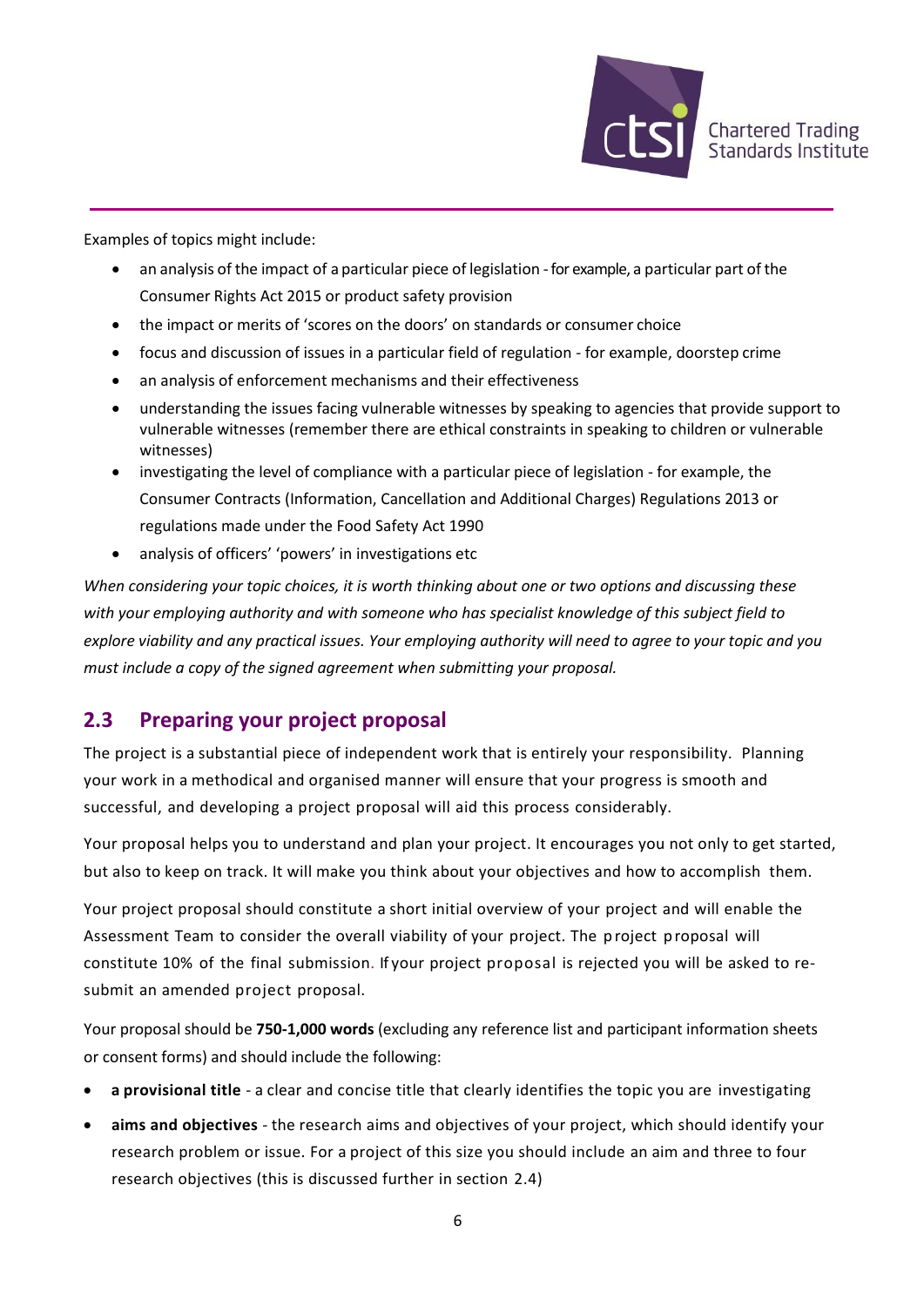Examples of topics might include:

- an analysis of the impact of a particular piece of legislation - for example, a particular part of the Consumer Rights Act 2015 or product safety provision
- the impact or merits of 'scores on the doors' on standards or consumer choice
- focus and discussion of issues in a particular field of regulation - for example, doorstep crime
- an analysis of enforcement mechanisms and their effectiveness
- understanding the issues facing vulnerable witnesses by speaking to agencies that provide support to vulnerable witnesses (remember there are ethical constraints in speaking to children or vulnerable witnesses)
- investigating the level of compliance with a particular piece of legislation - for example, the Consumer Contracts (Information, Cancellation and Additional Charges) Regulations 2013 or regulations made under the Food Safety Act 1990
- analysis of officers' 'powers' in investigations etc

*When considering your topic choices, it is worth thinking about one or two options and discussing these with your employing authority and with someone who has specialist knowledge of this subject field to explore viability and any practical issues. Your employing authority will need to agree to your topic and you must include a copy of the signed agreement when submitting your proposal.*

## 2.3 Preparing your project proposal

The project is a substantial piece of independent work that is entirely your responsibility. Planning your work in a methodical and organised manner will ensure that your progress is smooth and successful, and developing a project proposal will aid this process considerably.

Your proposal helps you to understand and plan your project. It encourages you not only to get started, but also to keep on track. It will make you think about your objectives and how to accomplish them.

Your project proposal should constitute a short initial overview of your project and will enable the Assessment Team to consider the overall viability of your project. The project proposal will constitute 10% of the final submission. If your project proposal is rejected you will be asked to re-submit an amended project proposal.

Your proposal should be **750-1,000 words** (excluding any reference list and participant information sheets or consent forms) and should include the following:

- **a provisional title** - a clear and concise title that clearly identifies the topic you are investigating
- **aims and objectives** - the research aims and objectives of your project, which should identify your research problem or issue. For a project of this size you should include an aim and three to four research objectives (this is discussed further in section 2.4)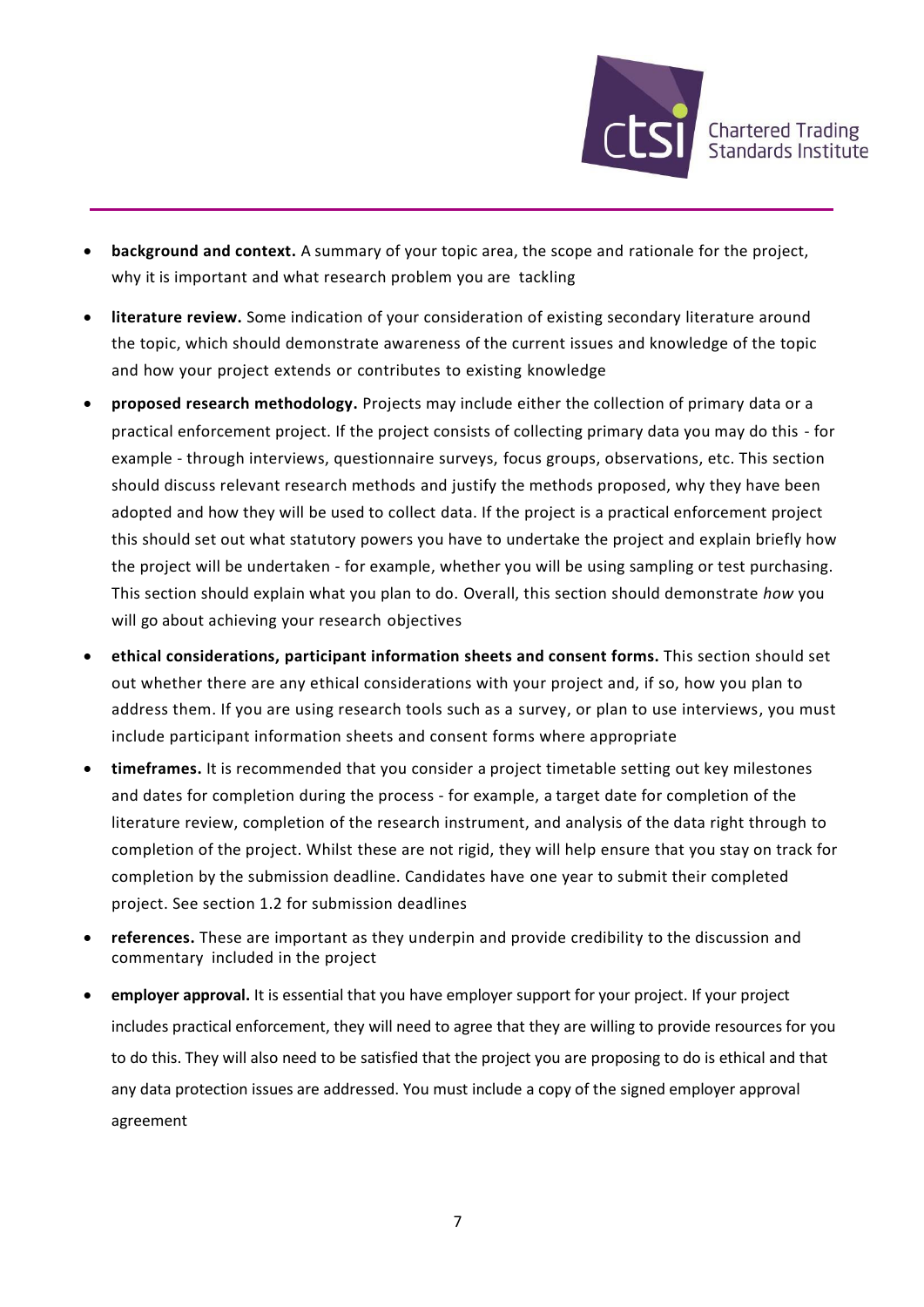- **background and context.** A summary of your topic area, the scope and rationale for the project, why it is important and what research problem you are tackling
- **literature review.** Some indication of your consideration of existing secondary literature around the topic, which should demonstrate awareness of the current issues and knowledge of the topic and how your project extends or contributes to existing knowledge
- **proposed research methodology.** Projects may include either the collection of primary data or a practical enforcement project. If the project consists of collecting primary data you may do this - for example - through interviews, questionnaire surveys, focus groups, observations, etc. This section should discuss relevant research methods and justify the methods proposed, why they have been adopted and how they will be used to collect data. If the project is a practical enforcement project this should set out what statutory powers you have to undertake the project and explain briefly how the project will be undertaken - for example, whether you will be using sampling or test purchasing. This section should explain what you plan to do. Overall, this section should demonstrate *how* you will go about achieving your research objectives
- **ethical considerations, participant information sheets and consent forms.** This section should set out whether there are any ethical considerations with your project and, if so, how you plan to address them. If you are using research tools such as a survey, or plan to use interviews, you must include participant information sheets and consent forms where appropriate
- **timeframes.** It is recommended that you consider a project timetable setting out key milestones and dates for completion during the process - for example, a target date for completion of the literature review, completion of the research instrument, and analysis of the data right through to completion of the project. Whilst these are not rigid, they will help ensure that you stay on track for completion by the submission deadline. Candidates have one year to submit their completed project. See section 1.2 for submission deadlines
- **references.** These are important as they underpin and provide credibility to the discussion and commentary included in the project
- **employer approval.** It is essential that you have employer support for your project. If your project includes practical enforcement, they will need to agree that they are willing to provide resources for you to do this. They will also need to be satisfied that the project you are proposing to do is ethical and that any data protection issues are addressed. You must include a copy of the signed employer approval agreement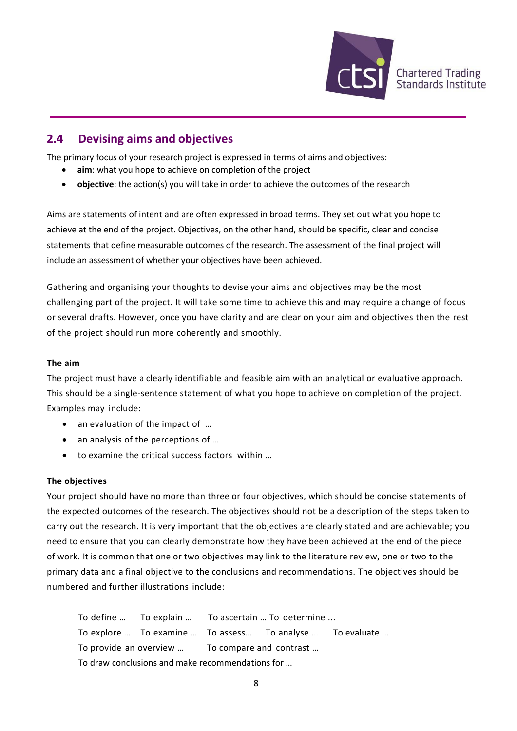## 2.4 Devising aims and objectives

The primary focus of your research project is expressed in terms of aims and objectives:

- **aim**: what you hope to achieve on completion of the project
- **objective**: the action(s) you will take in order to achieve the outcomes of the research

Aims are statements of intent and are often expressed in broad terms. They set out what you hope to achieve at the end of the project. Objectives, on the other hand, should be specific, clear and concise statements that define measurable outcomes of the research. The assessment of the final project will include an assessment of whether your objectives have been achieved.

Gathering and organising your thoughts to devise your aims and objectives may be the most challenging part of the project. It will take some time to achieve this and may require a change of focus or several drafts. However, once you have clarity and are clear on your aim and objectives then the rest of the project should run more coherently and smoothly.

**The aim**

The project must have a clearly identifiable and feasible aim with an analytical or evaluative approach. This should be a single-sentence statement of what you hope to achieve on completion of the project. Examples may include:

- an evaluation of the impact of …
- an analysis of the perceptions of …
- to examine the critical success factors within …

**The objectives**

Your project should have no more than three or four objectives, which should be concise statements of the expected outcomes of the research. The objectives should not be a description of the steps taken to carry out the research. It is very important that the objectives are clearly stated and are achievable; you need to ensure that you can clearly demonstrate how they have been achieved at the end of the piece of work. It is common that one or two objectives may link to the literature review, one or two to the primary data and a final objective to the conclusions and recommendations. The objectives should be numbered and further illustrations include:

To define … To explain … To ascertain … To determine ...
To explore … To examine … To assess… To analyse … To evaluate …
To provide an overview … To compare and contrast …
To draw conclusions and make recommendations for …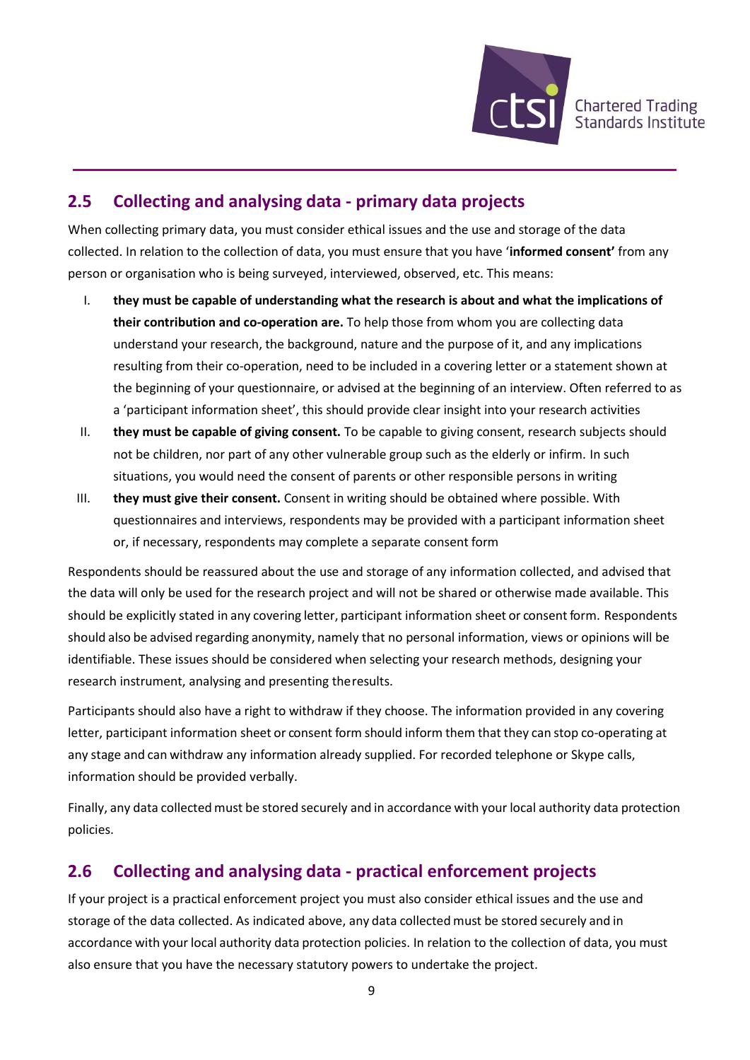## 2.5 Collecting and analysing data - primary data projects

When collecting primary data, you must consider ethical issues and the use and storage of the data collected. In relation to the collection of data, you must ensure that you have '**informed consent'** from any person or organisation who is being surveyed, interviewed, observed, etc. This means:

I. **they must be capable of understanding what the research is about and what the implications of their contribution and co-operation are.** To help those from whom you are collecting data understand your research, the background, nature and the purpose of it, and any implications resulting from their co-operation, need to be included in a covering letter or a statement shown at the beginning of your questionnaire, or advised at the beginning of an interview. Often referred to as a 'participant information sheet', this should provide clear insight into your research activities

II. **they must be capable of giving consent.** To be capable to giving consent, research subjects should not be children, nor part of any other vulnerable group such as the elderly or infirm. In such situations, you would need the consent of parents or other responsible persons in writing

III. **they must give their consent.** Consent in writing should be obtained where possible. With questionnaires and interviews, respondents may be provided with a participant information sheet or, if necessary, respondents may complete a separate consent form

Respondents should be reassured about the use and storage of any information collected, and advised that the data will only be used for the research project and will not be shared or otherwise made available. This should be explicitly stated in any covering letter, participant information sheet or consent form. Respondents should also be advised regarding anonymity, namely that no personal information, views or opinions will be identifiable. These issues should be considered when selecting your research methods, designing your research instrument, analysing and presenting the results.

Participants should also have a right to withdraw if they choose. The information provided in any covering letter, participant information sheet or consent form should inform them that they can stop co-operating at any stage and can withdraw any information already supplied. For recorded telephone or Skype calls, information should be provided verbally.

Finally, any data collected must be stored securely and in accordance with your local authority data protection policies.

## 2.6 Collecting and analysing data - practical enforcement projects

If your project is a practical enforcement project you must also consider ethical issues and the use and storage of the data collected. As indicated above, any data collected must be stored securely and in accordance with your local authority data protection policies. In relation to the collection of data, you must also ensure that you have the necessary statutory powers to undertake the project.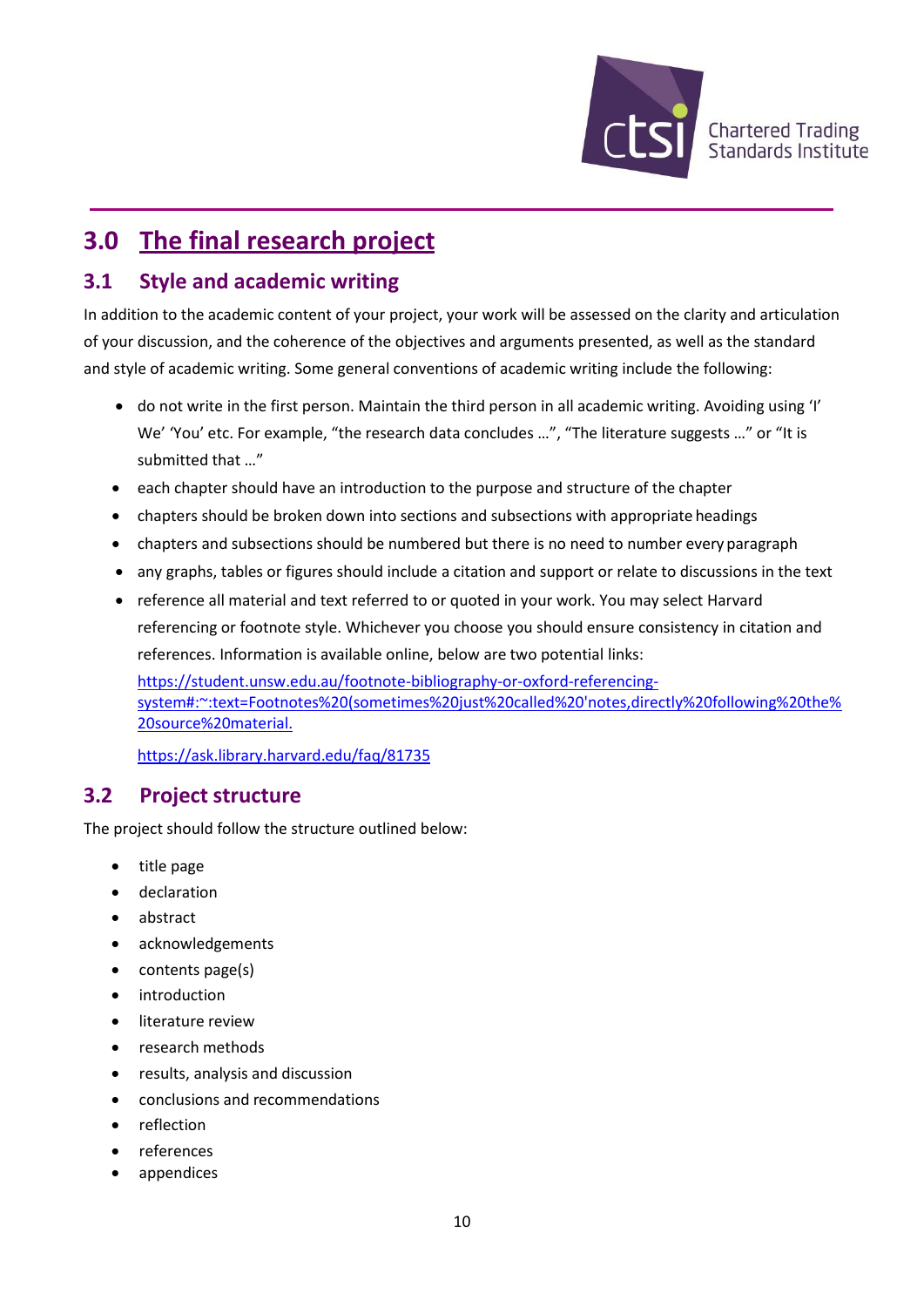# 3.0 The final research project

## 3.1 Style and academic writing

In addition to the academic content of your project, your work will be assessed on the clarity and articulation of your discussion, and the coherence of the objectives and arguments presented, as well as the standard and style of academic writing. Some general conventions of academic writing include the following:

- do not write in the first person. Maintain the third person in all academic writing. Avoiding using 'I' We' 'You' etc. For example, "the research data concludes …", "The literature suggests …" or "It is submitted that …"
- each chapter should have an introduction to the purpose and structure of the chapter
- chapters should be broken down into sections and subsections with appropriate headings
- chapters and subsections should be numbered but there is no need to number every paragraph
- any graphs, tables or figures should include a citation and support or relate to discussions in the text
- reference all material and text referred to or quoted in your work. You may select Harvard referencing or footnote style. Whichever you choose you should ensure consistency in citation and references. Information is available online, below are two potential links:

  https://student.unsw.edu.au/footnote-bibliography-or-oxford-referencing-system#:~:text=Footnotes%20(sometimes%20just%20called%20'notes,directly%20following%20the%20source%20material.

  https://ask.library.harvard.edu/faq/81735

## 3.2 Project structure

The project should follow the structure outlined below:

- title page
- declaration
- abstract
- acknowledgements
- contents page(s)
- introduction
- literature review
- research methods
- results, analysis and discussion
- conclusions and recommendations
- reflection
- references
- appendices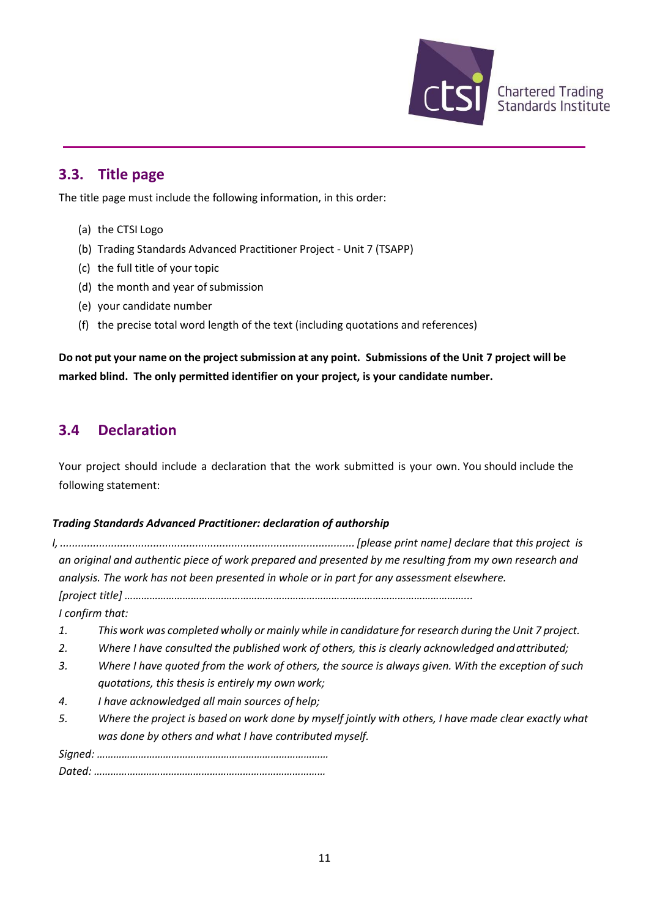## 3.3. Title page

The title page must include the following information, in this order:

(a) the CTSI Logo
(b) Trading Standards Advanced Practitioner Project - Unit 7 (TSAPP)
(c) the full title of your topic
(d) the month and year of submission
(e) your candidate number
(f) the precise total word length of the text (including quotations and references)

**Do not put your name on the project submission at any point. Submissions of the Unit 7 project will be marked blind. The only permitted identifier on your project, is your candidate number.**

## 3.4 Declaration

Your project should include a declaration that the work submitted is your own. You should include the following statement:

***Trading Standards Advanced Practitioner: declaration of authorship***

*I, ................................................................................................ [please print name] declare that this project is an original and authentic piece of work prepared and presented by me resulting from my own research and analysis. The work has not been presented in whole or in part for any assessment elsewhere.*

*[project title] ………………………………………………………………………………………………………………..*

*I confirm that:*

1. *This work was completed wholly or mainly while in candidature for research during the Unit 7 project.*
2. *Where I have consulted the published work of others, this is clearly acknowledged and attributed;*
3. *Where I have quoted from the work of others, the source is always given. With the exception of such quotations, this thesis is entirely my own work;*
4. *I have acknowledged all main sources of help;*
5. *Where the project is based on work done by myself jointly with others, I have made clear exactly what was done by others and what I have contributed myself.*

*Signed: …………………………………………………………………………*

*Dated: …………………………………………………………………………*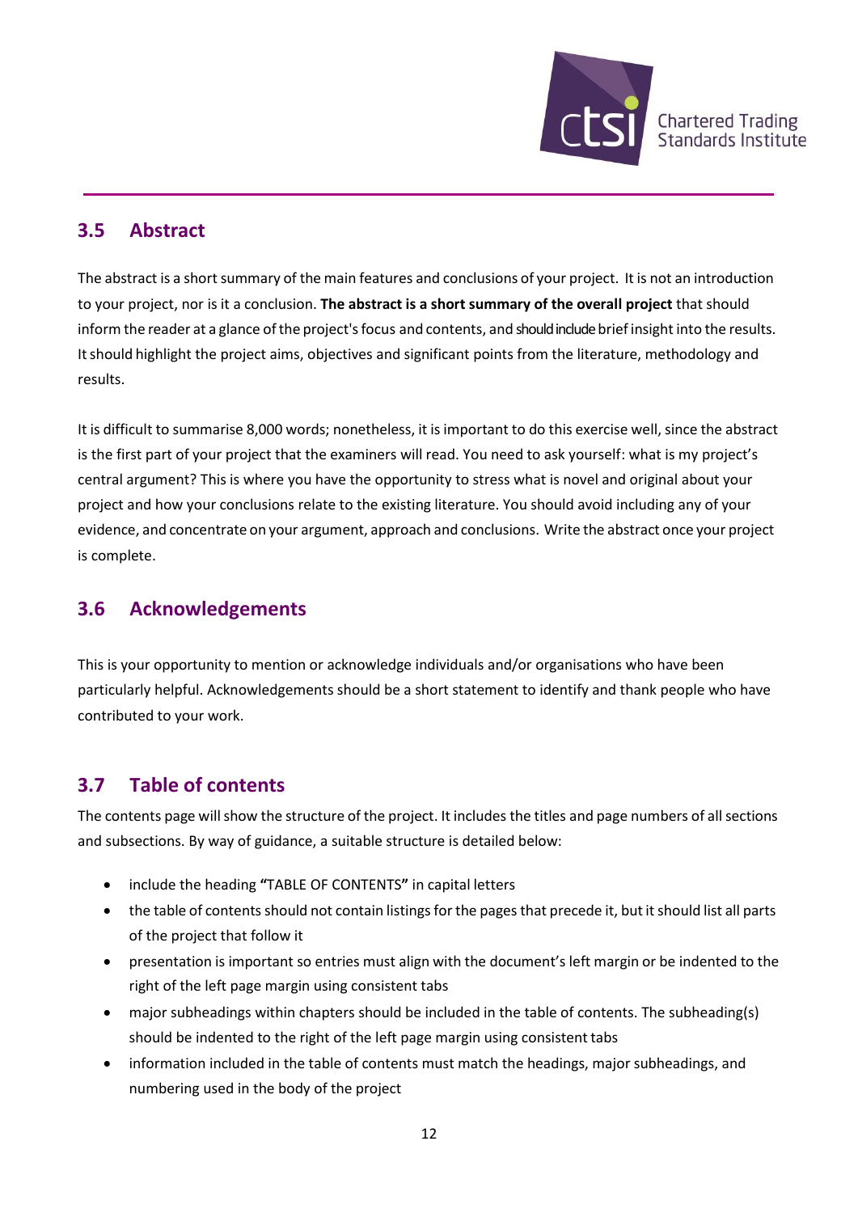## 3.5 Abstract

The abstract is a short summary of the main features and conclusions of your project. It is not an introduction to your project, nor is it a conclusion. **The abstract is a short summary of the overall project** that should inform the reader at a glance of the project's focus and contents, and should include brief insight into the results. It should highlight the project aims, objectives and significant points from the literature, methodology and results.

It is difficult to summarise 8,000 words; nonetheless, it is important to do this exercise well, since the abstract is the first part of your project that the examiners will read. You need to ask yourself: what is my project's central argument? This is where you have the opportunity to stress what is novel and original about your project and how your conclusions relate to the existing literature. You should avoid including any of your evidence, and concentrate on your argument, approach and conclusions. Write the abstract once your project is complete.

## 3.6 Acknowledgements

This is your opportunity to mention or acknowledge individuals and/or organisations who have been particularly helpful. Acknowledgements should be a short statement to identify and thank people who have contributed to your work.

## 3.7 Table of contents

The contents page will show the structure of the project. It includes the titles and page numbers of all sections and subsections. By way of guidance, a suitable structure is detailed below:

- include the heading **"**TABLE OF CONTENTS**"** in capital letters
- the table of contents should not contain listings for the pages that precede it, but it should list all parts of the project that follow it
- presentation is important so entries must align with the document's left margin or be indented to the right of the left page margin using consistent tabs
- major subheadings within chapters should be included in the table of contents. The subheading(s) should be indented to the right of the left page margin using consistent tabs
- information included in the table of contents must match the headings, major subheadings, and numbering used in the body of the project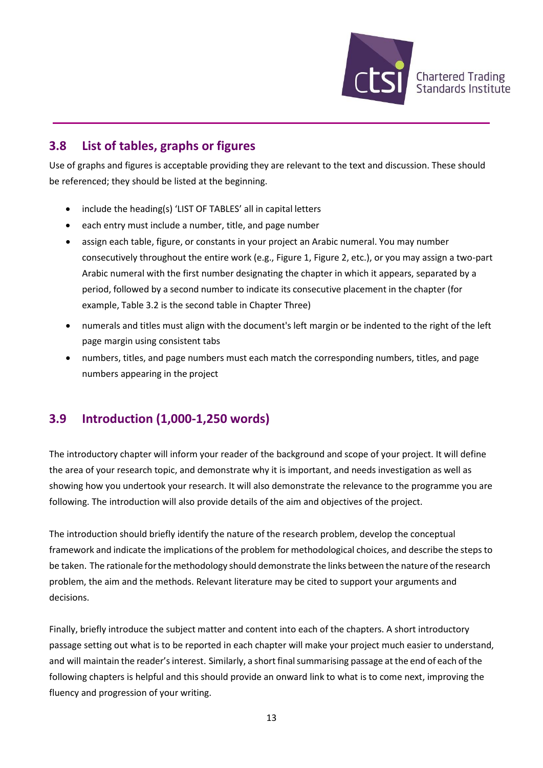## 3.8 List of tables, graphs or figures

Use of graphs and figures is acceptable providing they are relevant to the text and discussion. These should be referenced; they should be listed at the beginning.

- include the heading(s) 'LIST OF TABLES' all in capital letters
- each entry must include a number, title, and page number
- assign each table, figure, or constants in your project an Arabic numeral. You may number consecutively throughout the entire work (e.g., Figure 1, Figure 2, etc.), or you may assign a two-part Arabic numeral with the first number designating the chapter in which it appears, separated by a period, followed by a second number to indicate its consecutive placement in the chapter (for example, Table 3.2 is the second table in Chapter Three)
- numerals and titles must align with the document's left margin or be indented to the right of the left page margin using consistent tabs
- numbers, titles, and page numbers must each match the corresponding numbers, titles, and page numbers appearing in the project

## 3.9 Introduction (1,000-1,250 words)

The introductory chapter will inform your reader of the background and scope of your project. It will define the area of your research topic, and demonstrate why it is important, and needs investigation as well as showing how you undertook your research. It will also demonstrate the relevance to the programme you are following. The introduction will also provide details of the aim and objectives of the project.

The introduction should briefly identify the nature of the research problem, develop the conceptual framework and indicate the implications of the problem for methodological choices, and describe the steps to be taken. The rationale for the methodology should demonstrate the links between the nature of the research problem, the aim and the methods. Relevant literature may be cited to support your arguments and decisions.

Finally, briefly introduce the subject matter and content into each of the chapters. A short introductory passage setting out what is to be reported in each chapter will make your project much easier to understand, and will maintain the reader's interest. Similarly, a short final summarising passage at the end of each of the following chapters is helpful and this should provide an onward link to what is to come next, improving the fluency and progression of your writing.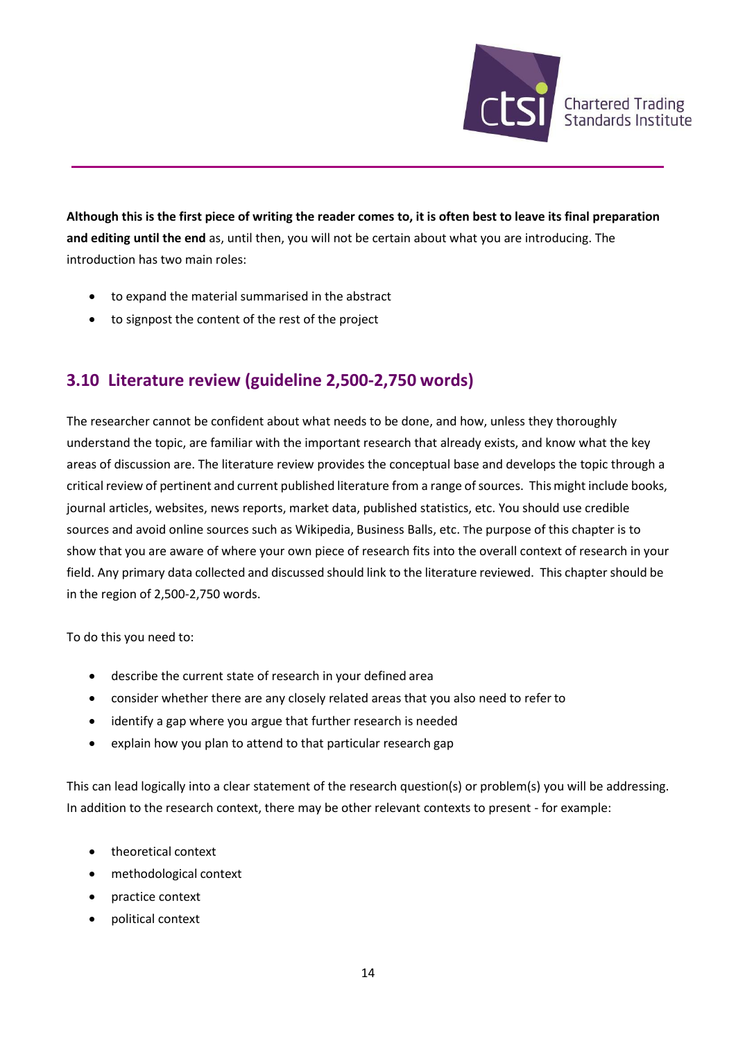**Although this is the first piece of writing the reader comes to, it is often best to leave its final preparation and editing until the end** as, until then, you will not be certain about what you are introducing. The introduction has two main roles:

- to expand the material summarised in the abstract
- to signpost the content of the rest of the project

## 3.10 Literature review (guideline 2,500-2,750 words)

The researcher cannot be confident about what needs to be done, and how, unless they thoroughly understand the topic, are familiar with the important research that already exists, and know what the key areas of discussion are. The literature review provides the conceptual base and develops the topic through a critical review of pertinent and current published literature from a range of sources. This might include books, journal articles, websites, news reports, market data, published statistics, etc. You should use credible sources and avoid online sources such as Wikipedia, Business Balls, etc. The purpose of this chapter is to show that you are aware of where your own piece of research fits into the overall context of research in your field. Any primary data collected and discussed should link to the literature reviewed. This chapter should be in the region of 2,500-2,750 words.

To do this you need to:

- describe the current state of research in your defined area
- consider whether there are any closely related areas that you also need to refer to
- identify a gap where you argue that further research is needed
- explain how you plan to attend to that particular research gap

This can lead logically into a clear statement of the research question(s) or problem(s) you will be addressing. In addition to the research context, there may be other relevant contexts to present - for example:

- theoretical context
- methodological context
- practice context
- political context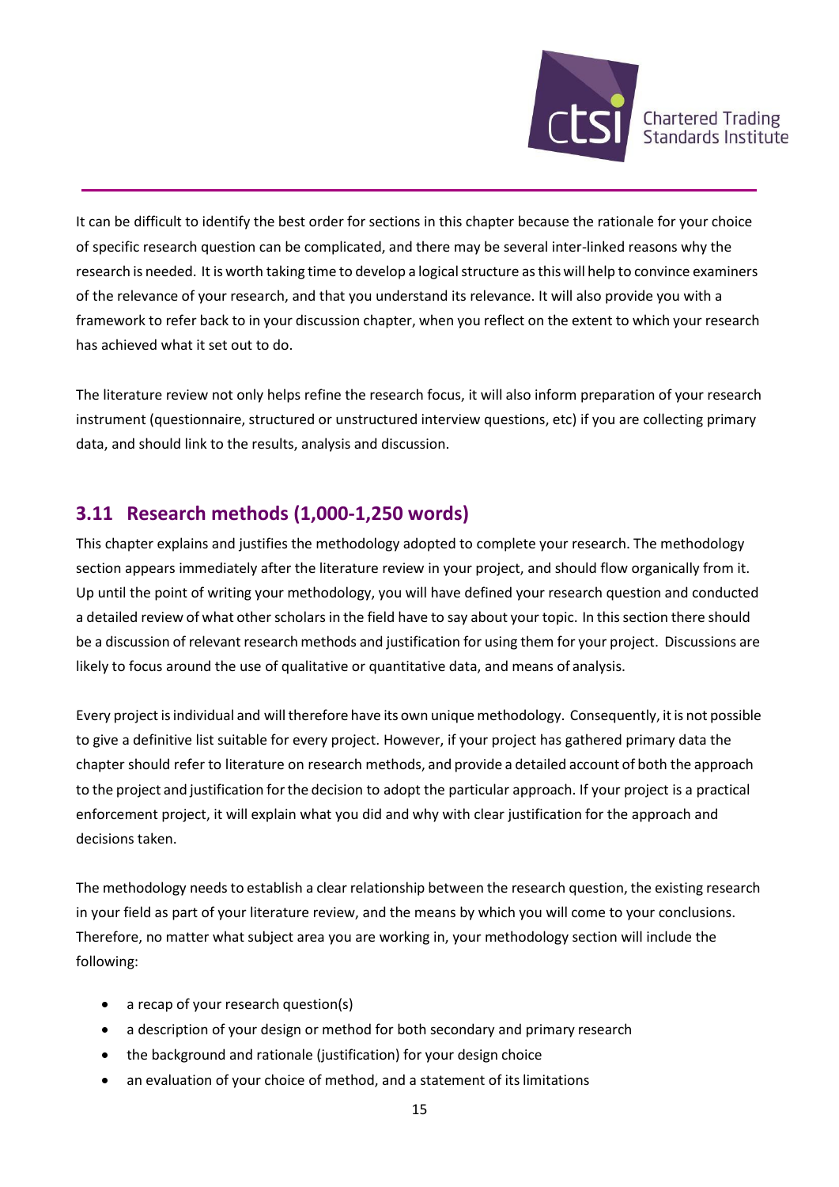It can be difficult to identify the best order for sections in this chapter because the rationale for your choice of specific research question can be complicated, and there may be several inter-linked reasons why the research is needed. It is worth taking time to develop a logical structure as this will help to convince examiners of the relevance of your research, and that you understand its relevance. It will also provide you with a framework to refer back to in your discussion chapter, when you reflect on the extent to which your research has achieved what it set out to do.

The literature review not only helps refine the research focus, it will also inform preparation of your research instrument (questionnaire, structured or unstructured interview questions, etc) if you are collecting primary data, and should link to the results, analysis and discussion.

## 3.11 Research methods (1,000-1,250 words)

This chapter explains and justifies the methodology adopted to complete your research. The methodology section appears immediately after the literature review in your project, and should flow organically from it. Up until the point of writing your methodology, you will have defined your research question and conducted a detailed review of what other scholars in the field have to say about your topic. In this section there should be a discussion of relevant research methods and justification for using them for your project. Discussions are likely to focus around the use of qualitative or quantitative data, and means of analysis.

Every project is individual and will therefore have its own unique methodology. Consequently, it is not possible to give a definitive list suitable for every project. However, if your project has gathered primary data the chapter should refer to literature on research methods, and provide a detailed account of both the approach to the project and justification for the decision to adopt the particular approach. If your project is a practical enforcement project, it will explain what you did and why with clear justification for the approach and decisions taken.

The methodology needs to establish a clear relationship between the research question, the existing research in your field as part of your literature review, and the means by which you will come to your conclusions. Therefore, no matter what subject area you are working in, your methodology section will include the following:

- a recap of your research question(s)
- a description of your design or method for both secondary and primary research
- the background and rationale (justification) for your design choice
- an evaluation of your choice of method, and a statement of its limitations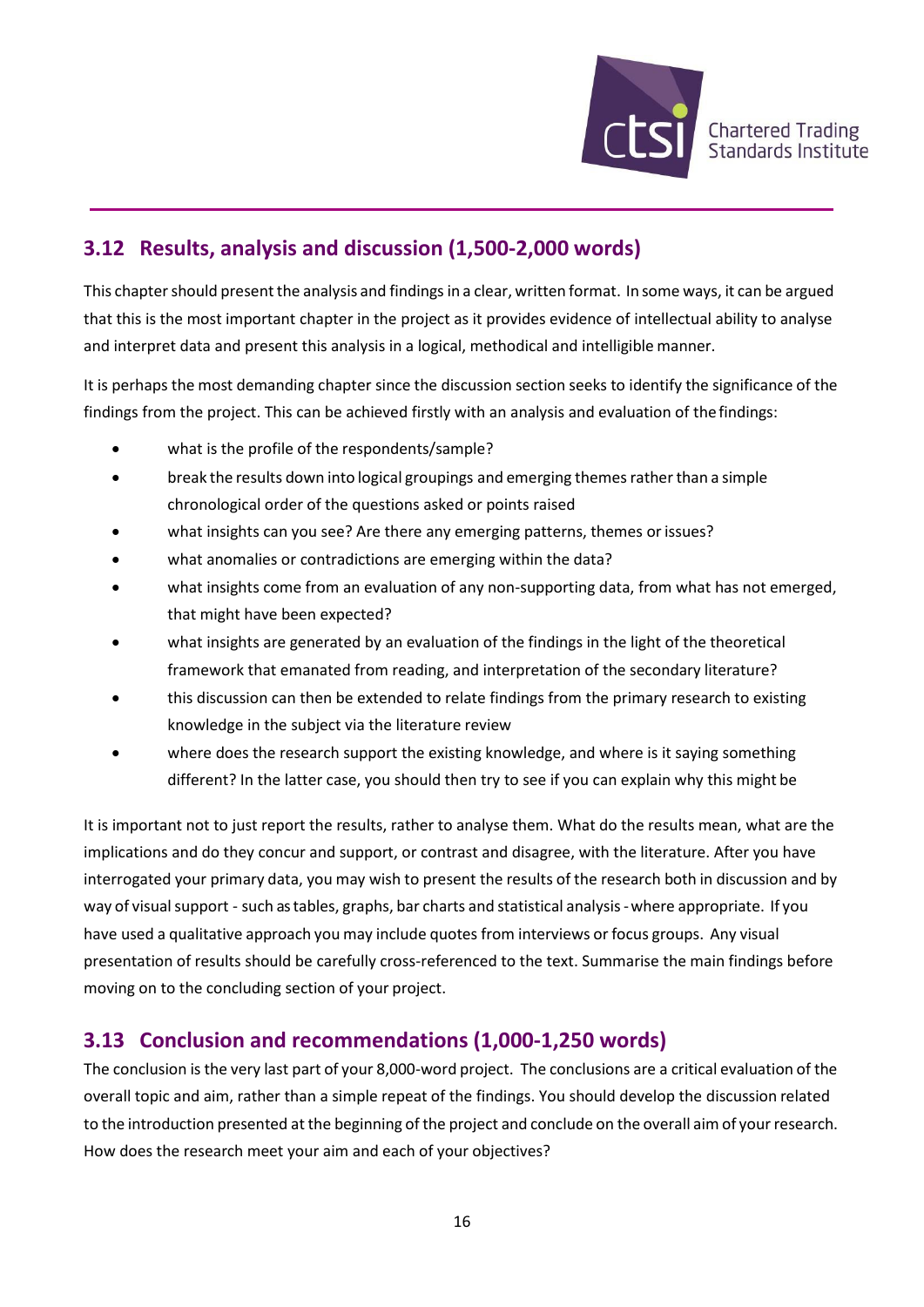## 3.12 Results, analysis and discussion (1,500-2,000 words)

This chapter should present the analysis and findings in a clear, written format. In some ways, it can be argued that this is the most important chapter in the project as it provides evidence of intellectual ability to analyse and interpret data and present this analysis in a logical, methodical and intelligible manner.

It is perhaps the most demanding chapter since the discussion section seeks to identify the significance of the findings from the project. This can be achieved firstly with an analysis and evaluation of the findings:

- what is the profile of the respondents/sample?
- break the results down into logical groupings and emerging themes rather than a simple chronological order of the questions asked or points raised
- what insights can you see? Are there any emerging patterns, themes or issues?
- what anomalies or contradictions are emerging within the data?
- what insights come from an evaluation of any non-supporting data, from what has not emerged, that might have been expected?
- what insights are generated by an evaluation of the findings in the light of the theoretical framework that emanated from reading, and interpretation of the secondary literature?
- this discussion can then be extended to relate findings from the primary research to existing knowledge in the subject via the literature review
- where does the research support the existing knowledge, and where is it saying something different? In the latter case, you should then try to see if you can explain why this might be

It is important not to just report the results, rather to analyse them. What do the results mean, what are the implications and do they concur and support, or contrast and disagree, with the literature. After you have interrogated your primary data, you may wish to present the results of the research both in discussion and by way of visual support - such as tables, graphs, bar charts and statistical analysis - where appropriate. If you have used a qualitative approach you may include quotes from interviews or focus groups. Any visual presentation of results should be carefully cross-referenced to the text. Summarise the main findings before moving on to the concluding section of your project.

## 3.13 Conclusion and recommendations (1,000-1,250 words)

The conclusion is the very last part of your 8,000-word project. The conclusions are a critical evaluation of the overall topic and aim, rather than a simple repeat of the findings. You should develop the discussion related to the introduction presented at the beginning of the project and conclude on the overall aim of your research. How does the research meet your aim and each of your objectives?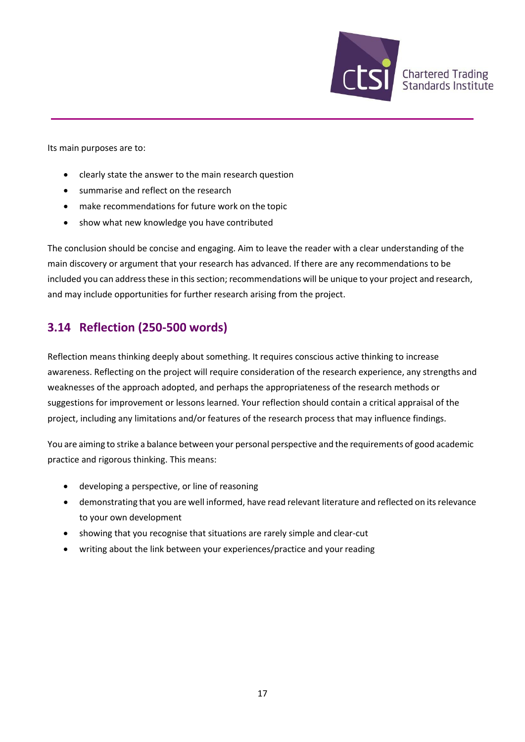Its main purposes are to:

- clearly state the answer to the main research question
- summarise and reflect on the research
- make recommendations for future work on the topic
- show what new knowledge you have contributed

The conclusion should be concise and engaging. Aim to leave the reader with a clear understanding of the main discovery or argument that your research has advanced. If there are any recommendations to be included you can address these in this section; recommendations will be unique to your project and research, and may include opportunities for further research arising from the project.

## 3.14 Reflection (250-500 words)

Reflection means thinking deeply about something. It requires conscious active thinking to increase awareness. Reflecting on the project will require consideration of the research experience, any strengths and weaknesses of the approach adopted, and perhaps the appropriateness of the research methods or suggestions for improvement or lessons learned. Your reflection should contain a critical appraisal of the project, including any limitations and/or features of the research process that may influence findings.

You are aiming to strike a balance between your personal perspective and the requirements of good academic practice and rigorous thinking. This means:

- developing a perspective, or line of reasoning
- demonstrating that you are well informed, have read relevant literature and reflected on its relevance to your own development
- showing that you recognise that situations are rarely simple and clear-cut
- writing about the link between your experiences/practice and your reading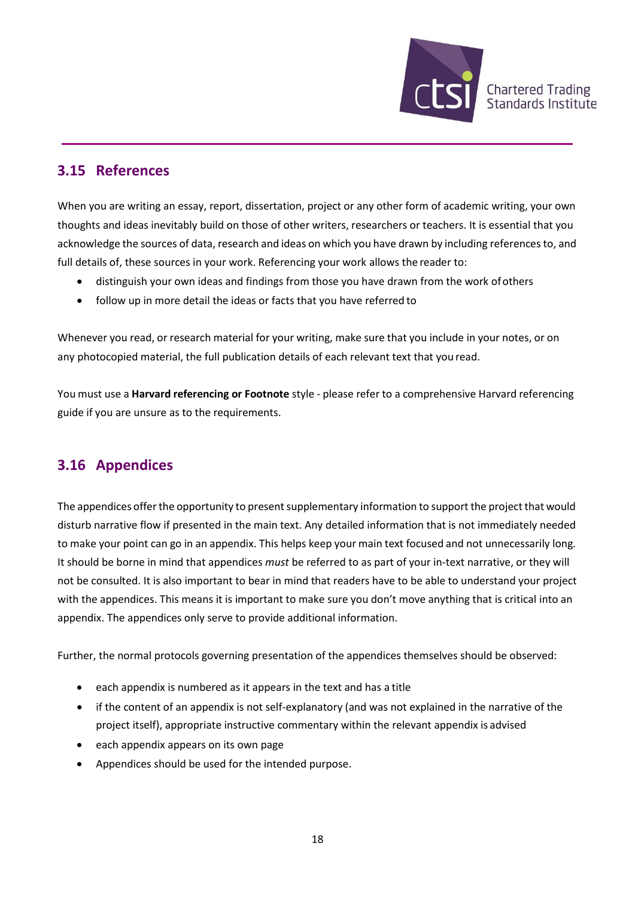## 3.15 References

When you are writing an essay, report, dissertation, project or any other form of academic writing, your own thoughts and ideas inevitably build on those of other writers, researchers or teachers. It is essential that you acknowledge the sources of data, research and ideas on which you have drawn by including references to, and full details of, these sources in your work. Referencing your work allows the reader to:

- distinguish your own ideas and findings from those you have drawn from the work of others
- follow up in more detail the ideas or facts that you have referred to

Whenever you read, or research material for your writing, make sure that you include in your notes, or on any photocopied material, the full publication details of each relevant text that you read.

You must use a **Harvard referencing or Footnote** style - please refer to a comprehensive Harvard referencing guide if you are unsure as to the requirements.

## 3.16 Appendices

The appendices offer the opportunity to present supplementary information to support the project that would disturb narrative flow if presented in the main text. Any detailed information that is not immediately needed to make your point can go in an appendix. This helps keep your main text focused and not unnecessarily long. It should be borne in mind that appendices *must* be referred to as part of your in-text narrative, or they will not be consulted. It is also important to bear in mind that readers have to be able to understand your project with the appendices. This means it is important to make sure you don't move anything that is critical into an appendix. The appendices only serve to provide additional information.

Further, the normal protocols governing presentation of the appendices themselves should be observed:

- each appendix is numbered as it appears in the text and has a title
- if the content of an appendix is not self-explanatory (and was not explained in the narrative of the project itself), appropriate instructive commentary within the relevant appendix is advised
- each appendix appears on its own page
- Appendices should be used for the intended purpose.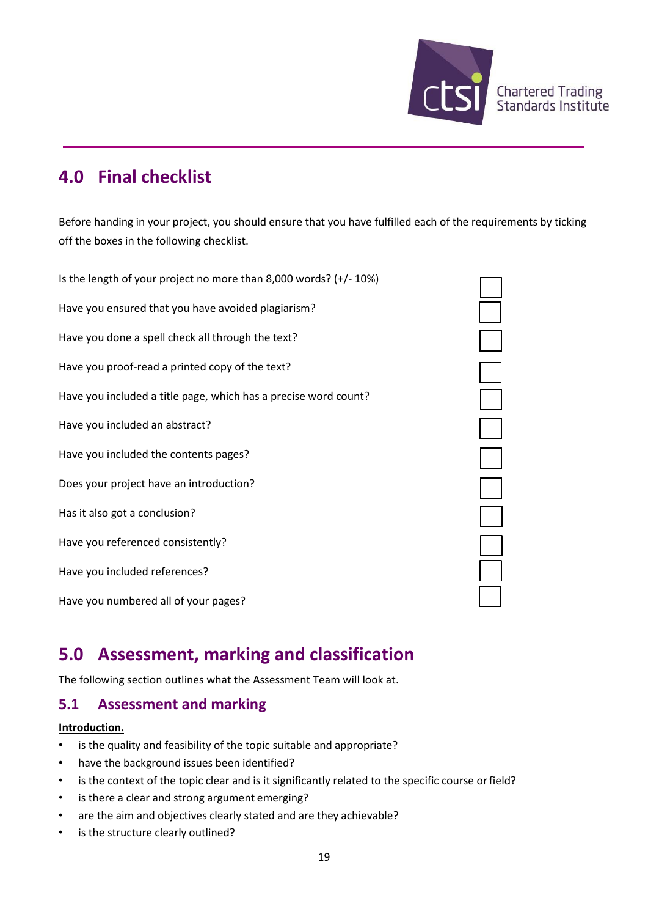## 4.0 Final checklist

Before handing in your project, you should ensure that you have fulfilled each of the requirements by ticking off the boxes in the following checklist.

- [ ] Is the length of your project no more than 8,000 words? (+/- 10%)
- [ ] Have you ensured that you have avoided plagiarism?
- [ ] Have you done a spell check all through the text?
- [ ] Have you proof-read a printed copy of the text?
- [ ] Have you included a title page, which has a precise word count?
- [ ] Have you included an abstract?
- [ ] Have you included the contents pages?
- [ ] Does your project have an introduction?
- [ ] Has it also got a conclusion?
- [ ] Have you referenced consistently?
- [ ] Have you included references?
- [ ] Have you numbered all of your pages?

## 5.0 Assessment, marking and classification

The following section outlines what the Assessment Team will look at.

### 5.1 Assessment and marking

**Introduction.**

- is the quality and feasibility of the topic suitable and appropriate?
- have the background issues been identified?
- is the context of the topic clear and is it significantly related to the specific course or field?
- is there a clear and strong argument emerging?
- are the aim and objectives clearly stated and are they achievable?
- is the structure clearly outlined?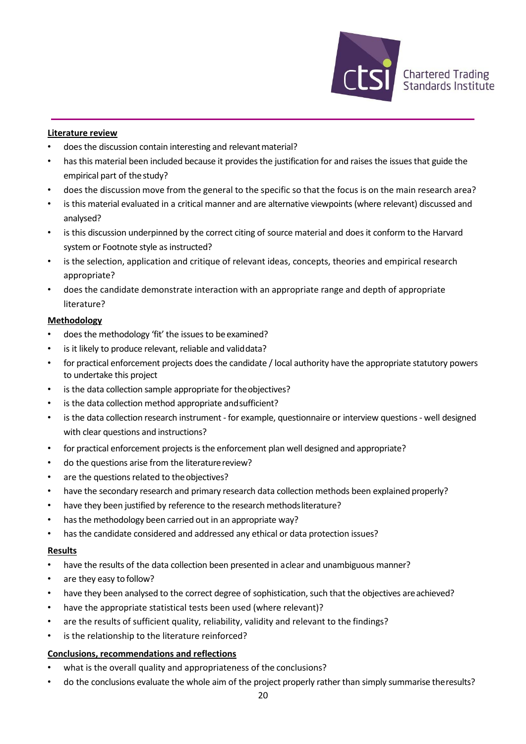**Literature review**

- does the discussion contain interesting and relevant material?
- has this material been included because it provides the justification for and raises the issues that guide the empirical part of the study?
- does the discussion move from the general to the specific so that the focus is on the main research area?
- is this material evaluated in a critical manner and are alternative viewpoints (where relevant) discussed and analysed?
- is this discussion underpinned by the correct citing of source material and does it conform to the Harvard system or Footnote style as instructed?
- is the selection, application and critique of relevant ideas, concepts, theories and empirical research appropriate?
- does the candidate demonstrate interaction with an appropriate range and depth of appropriate literature?

**Methodology**

- does the methodology 'fit' the issues to be examined?
- is it likely to produce relevant, reliable and valid data?
- for practical enforcement projects does the candidate / local authority have the appropriate statutory powers to undertake this project
- is the data collection sample appropriate for the objectives?
- is the data collection method appropriate and sufficient?
- is the data collection research instrument - for example, questionnaire or interview questions - well designed with clear questions and instructions?
- for practical enforcement projects is the enforcement plan well designed and appropriate?
- do the questions arise from the literature review?
- are the questions related to the objectives?
- have the secondary research and primary research data collection methods been explained properly?
- have they been justified by reference to the research methods literature?
- has the methodology been carried out in an appropriate way?
- has the candidate considered and addressed any ethical or data protection issues?

**Results**

- have the results of the data collection been presented in a clear and unambiguous manner?
- are they easy to follow?
- have they been analysed to the correct degree of sophistication, such that the objectives are achieved?
- have the appropriate statistical tests been used (where relevant)?
- are the results of sufficient quality, reliability, validity and relevant to the findings?
- is the relationship to the literature reinforced?

**Conclusions, recommendations and reflections**

- what is the overall quality and appropriateness of the conclusions?
- do the conclusions evaluate the whole aim of the project properly rather than simply summarise the results?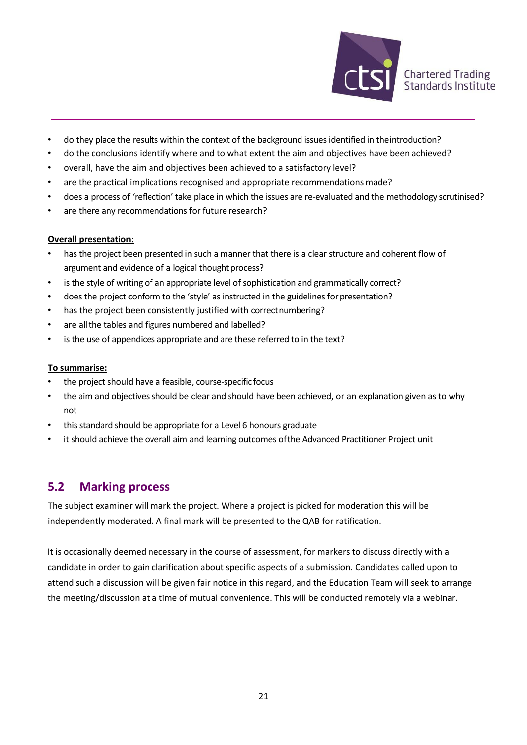- do they place the results within the context of the background issues identified in the introduction?
- do the conclusions identify where and to what extent the aim and objectives have been achieved?
- overall, have the aim and objectives been achieved to a satisfactory level?
- are the practical implications recognised and appropriate recommendations made?
- does a process of 'reflection' take place in which the issues are re-evaluated and the methodology scrutinised?
- are there any recommendations for future research?

**Overall presentation:**

- has the project been presented in such a manner that there is a clear structure and coherent flow of argument and evidence of a logical thought process?
- is the style of writing of an appropriate level of sophistication and grammatically correct?
- does the project conform to the 'style' as instructed in the guidelines for presentation?
- has the project been consistently justified with correct numbering?
- are all the tables and figures numbered and labelled?
- is the use of appendices appropriate and are these referred to in the text?

**To summarise:**

- the project should have a feasible, course-specific focus
- the aim and objectives should be clear and should have been achieved, or an explanation given as to why not
- this standard should be appropriate for a Level 6 honours graduate
- it should achieve the overall aim and learning outcomes of the Advanced Practitioner Project unit

## 5.2 Marking process

The subject examiner will mark the project. Where a project is picked for moderation this will be independently moderated. A final mark will be presented to the QAB for ratification.

It is occasionally deemed necessary in the course of assessment, for markers to discuss directly with a candidate in order to gain clarification about specific aspects of a submission. Candidates called upon to attend such a discussion will be given fair notice in this regard, and the Education Team will seek to arrange the meeting/discussion at a time of mutual convenience. This will be conducted remotely via a webinar.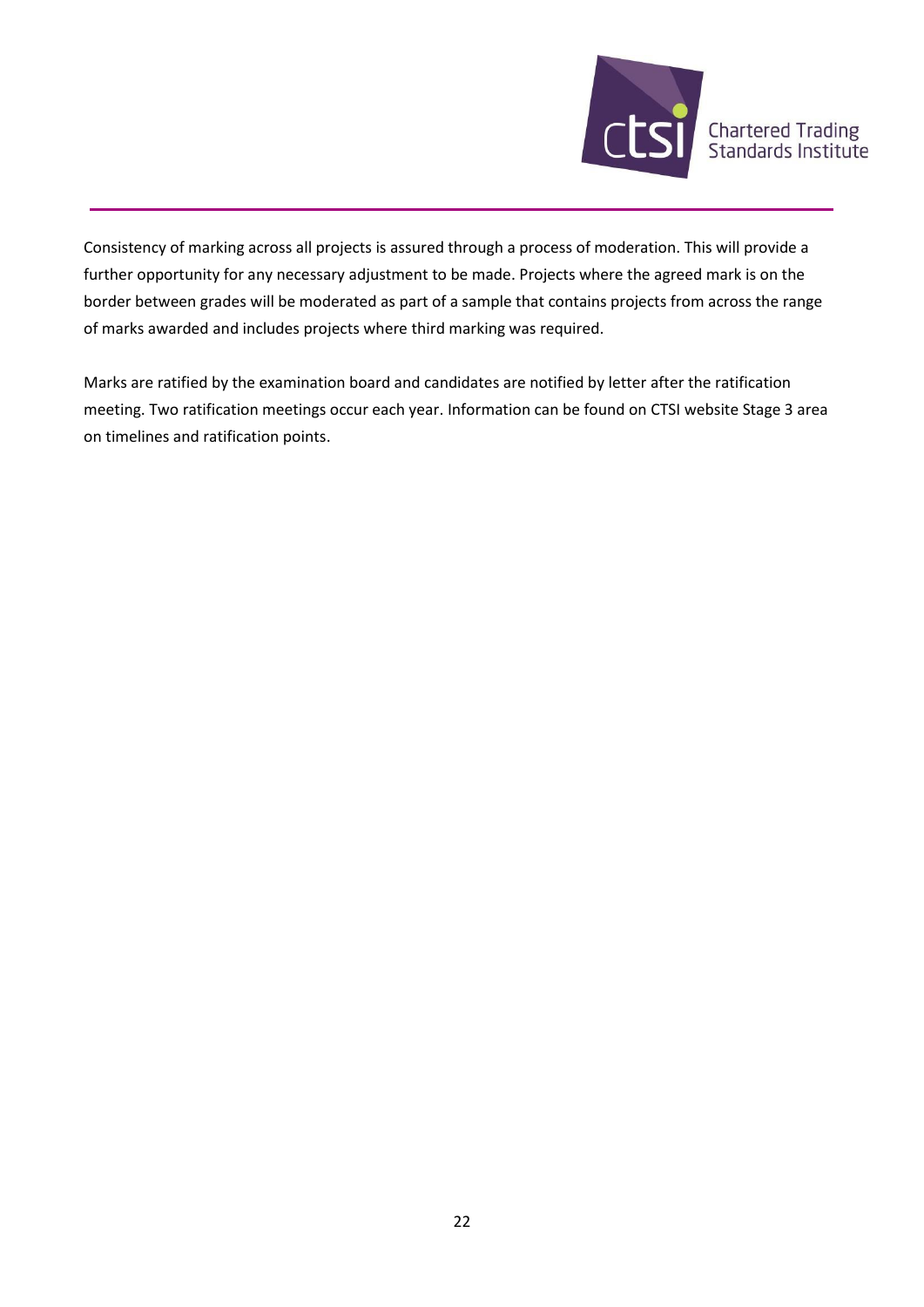Consistency of marking across all projects is assured through a process of moderation. This will provide a further opportunity for any necessary adjustment to be made. Projects where the agreed mark is on the border between grades will be moderated as part of a sample that contains projects from across the range of marks awarded and includes projects where third marking was required.

Marks are ratified by the examination board and candidates are notified by letter after the ratification meeting. Two ratification meetings occur each year. Information can be found on CTSI website Stage 3 area on timelines and ratification points.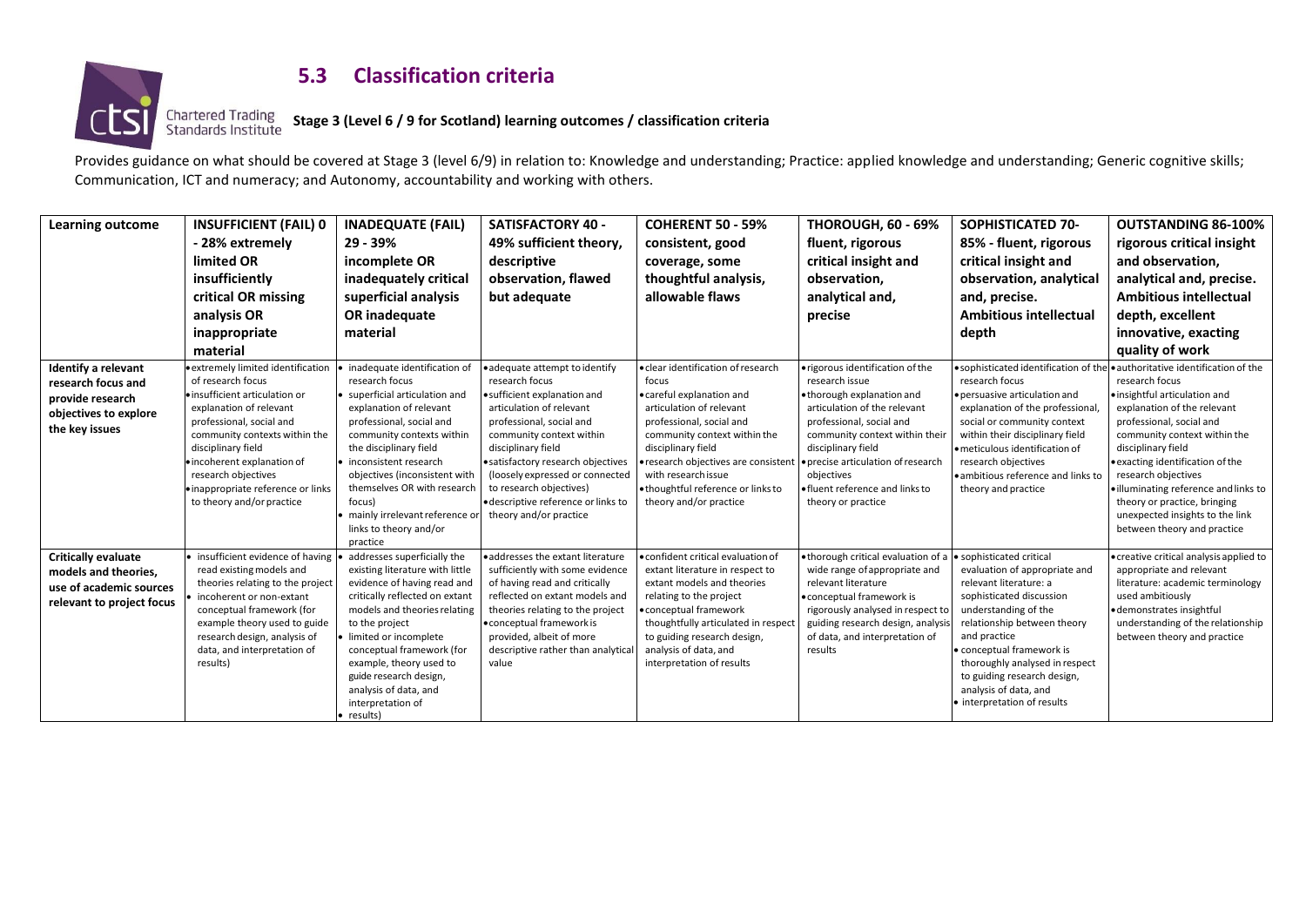## 5.3 Classification criteria

**Stage 3 (Level 6 / 9 for Scotland) learning outcomes / classification criteria**

Provides guidance on what should be covered at Stage 3 (level 6/9) in relation to: Knowledge and understanding; Practice: applied knowledge and understanding; Generic cognitive skills; Communication, ICT and numeracy; and Autonomy, accountability and working with others.

| Learning outcome | INSUFFICIENT (FAIL) 0 - 28% extremely limited OR insufficiently critical OR missing analysis OR inappropriate material | INADEQUATE (FAIL) 29 - 39% incomplete OR inadequately critical superficial analysis OR inadequate material | SATISFACTORY 40 - 49% sufficient theory, descriptive observation, flawed but adequate | COHERENT 50 - 59% consistent, good coverage, some thoughtful analysis, allowable flaws | THOROUGH, 60 - 69% fluent, rigorous critical insight and observation, analytical and, precise | SOPHISTICATED 70-85% - fluent, rigorous critical insight and observation, analytical and, precise. Ambitious intellectual depth | OUTSTANDING 86-100% rigorous critical insight and observation, analytical and, precise. Ambitious intellectual depth, excellent innovative, exacting quality of work |
|---|---|---|---|---|---|---|---|
| **Identify a relevant research focus and provide research objectives to explore the key issues** | • extremely limited identification of research focus<br>• insufficient articulation or explanation of relevant professional, social and community contexts within the disciplinary field<br>• incoherent explanation of research objectives<br>• inappropriate reference or links to theory and/or practice | • inadequate identification of research focus<br>• superficial articulation and explanation of relevant professional, social and community contexts within the disciplinary field<br>• inconsistent research objectives (inconsistent with themselves OR with research focus)<br>• mainly irrelevant reference or links to theory and/or practice | • adequate attempt to identify research focus<br>• sufficient explanation and articulation of relevant professional, social and community context within disciplinary field<br>• satisfactory research objectives (loosely expressed or connected to research objectives)<br>• descriptive reference or links to theory and/or practice | • clear identification of research focus<br>• careful explanation and articulation of relevant professional, social and community context within the disciplinary field<br>• research objectives are consistent with research issue<br>• thoughtful reference or links to theory and/or practice | • rigorous identification of the research issue<br>• thorough explanation and articulation of the relevant professional, social and community context within their disciplinary field<br>• precise articulation of research objectives<br>• fluent reference and links to theory or practice | • sophisticated identification of the research focus<br>• persuasive articulation and explanation of the professional, social or community context within their disciplinary field<br>• meticulous identification of research objectives<br>• ambitious reference and links to theory and practice | • authoritative identification of the research focus<br>• insightful articulation and explanation of the relevant professional, social and community context within the disciplinary field<br>• exacting identification of the research objectives<br>• illuminating reference and links to theory or practice, bringing unexpected insights to the link between theory and practice |
| **Critically evaluate models and theories, use of academic sources relevant to project focus** | • insufficient evidence of having read existing models and theories relating to the project<br>• incoherent or non-extant conceptual framework (for example theory used to guide research design, analysis of data, and interpretation of results) | • addresses superficially the existing literature with little evidence of having read and critically reflected on extant models and theories relating to the project<br>• limited or incomplete conceptual framework (for example, theory used to guide research design, analysis of data, and interpretation of results) | • addresses the extant literature sufficiently with some evidence of having read and critically reflected on extant models and theories relating to the project<br>• conceptual framework is provided, albeit of more descriptive rather than analytical value | • confident critical evaluation of extant literature in respect to extant models and theories relating to the project<br>• conceptual framework thoughtfully articulated in respect to guiding research design, analysis of data, and interpretation of results | • thorough critical evaluation of a wide range of appropriate and relevant literature<br>• conceptual framework is rigorously analysed in respect to guiding research design, analysis of data, and interpretation of results | • sophisticated critical evaluation of appropriate and relevant literature: a sophisticated discussion understanding of the relationship between theory and practice<br>• conceptual framework is thoroughly analysed in respect to guiding research design, analysis of data, and<br>• interpretation of results | • creative critical analysis applied to appropriate and relevant literature: academic terminology used ambitiously<br>• demonstrates insightful understanding of the relationship between theory and practice |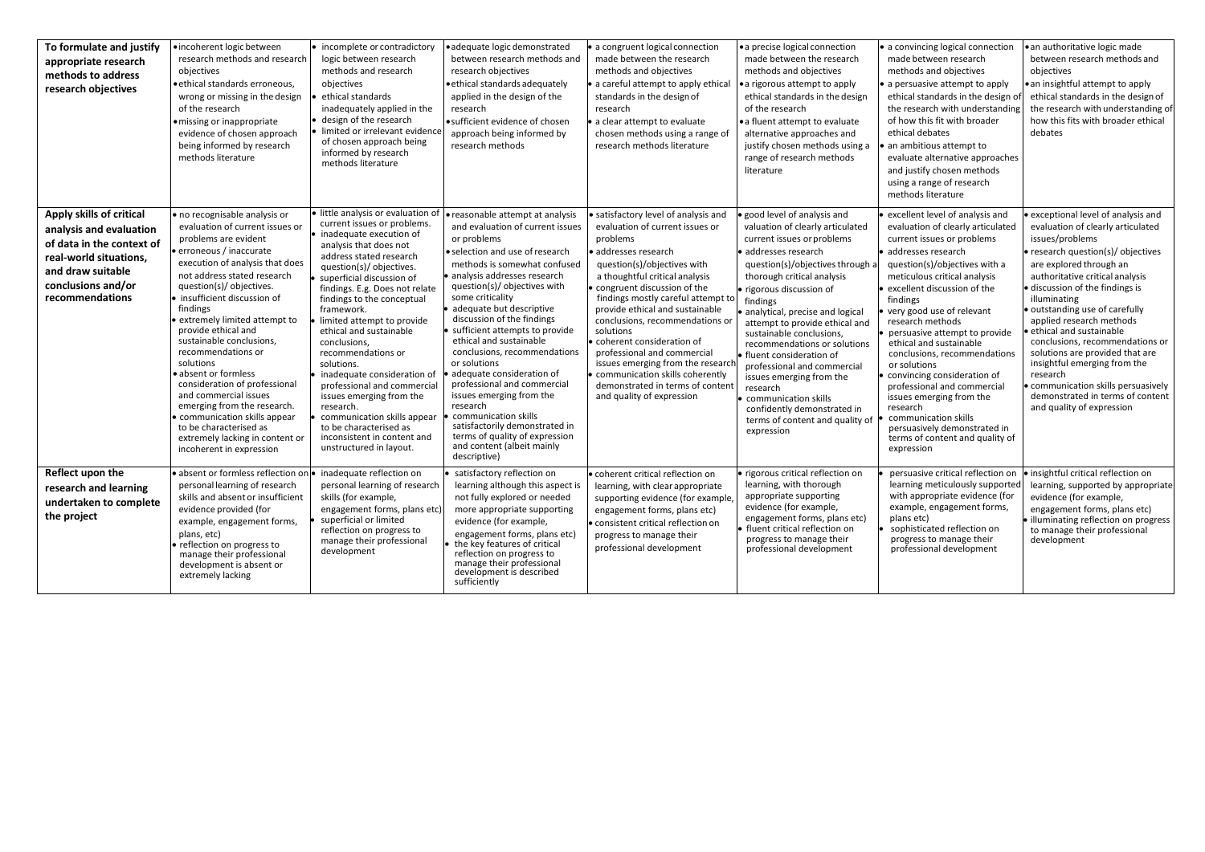| To formulate and justify appropriate research methods to address research objectives | • incoherent logic between research methods and research objectives<br>• ethical standards erroneous, wrong or missing in the design of the research<br>• missing or inappropriate evidence of chosen approach being informed by research methods literature | • incomplete or contradictory logic between research methods and research objectives<br>• ethical standards inadequately applied in the design of the research<br>• limited or irrelevant evidence of chosen approach being informed by research methods literature | • adequate logic demonstrated between research methods and research objectives<br>• ethical standards adequately applied in the design of the research<br>• sufficient evidence of chosen approach being informed by research methods | • a congruent logical connection made between the research methods and objectives<br>• a careful attempt to apply ethical standards in the design of research<br>• a clear attempt to evaluate chosen methods using a range of research methods literature | • a precise logical connection made between the research methods and objectives<br>• a rigorous attempt to apply ethical standards in the design of the research<br>• a fluent attempt to evaluate alternative approaches and justify chosen methods using a range of research methods literature | • a convincing logical connection made between research methods and objectives<br>• a persuasive attempt to apply ethical standards in the design of the research with understanding of how this fit with broader ethical debates<br>• an ambitious attempt to evaluate alternative approaches and justify chosen methods using a range of research methods literature | • an authoritative logic made between research methods and objectives<br>• an insightful attempt to apply ethical standards in the design of the research with understanding of how this fits with broader ethical debates |
|---|---|---|---|---|---|---|---|
| Apply skills of critical analysis and evaluation of data in the context of real-world situations, and draw suitable conclusions and/or recommendations | • no recognisable analysis or evaluation of current issues or problems are evident<br>• erroneous / inaccurate execution of analysis that does not address stated research question(s)/ objectives.<br>• insufficient discussion of findings<br>• extremely limited attempt to provide ethical and sustainable conclusions, recommendations or solutions<br>• absent or formless consideration of professional and commercial issues emerging from the research.<br>• communication skills appear to be characterised as extremely lacking in content or incoherent in expression | • little analysis or evaluation of current issues or problems.<br>• inadequate execution of analysis that does not address stated research question(s)/ objectives.<br>• superficial discussion of findings. E.g. Does not relate findings to the conceptual framework.<br>• limited attempt to provide ethical and sustainable conclusions, recommendations or solutions.<br>• inadequate consideration of professional and commercial issues emerging from the research.<br>• communication skills appear to be characterised as inconsistent in content and unstructured in layout. | • reasonable attempt at analysis and evaluation of current issues or problems<br>• selection and use of research methods is somewhat confused<br>• analysis addresses research question(s)/ objectives with some criticality<br>• adequate but descriptive discussion of the findings<br>• sufficient attempts to provide ethical and sustainable conclusions, recommendations or solutions<br>• adequate consideration of professional and commercial issues emerging from the research<br>• communication skills satisfactorily demonstrated in terms of quality of expression and content (albeit mainly descriptive) | • satisfactory level of analysis and evaluation of current issues or problems<br>• addresses research question(s)/objectives with a thoughtful critical analysis<br>• congruent discussion of the findings mostly careful attempt to provide ethical and sustainable conclusions, recommendations or solutions<br>• coherent consideration of professional and commercial issues emerging from the research<br>• communication skills coherently demonstrated in terms of content and quality of expression | • good level of analysis and valuation of clearly articulated current issues or problems<br>• addresses research question(s)/objectives through a thorough critical analysis<br>• rigorous discussion of findings<br>• analytical, precise and logical attempt to provide ethical and sustainable conclusions, recommendations or solutions<br>• fluent consideration of professional and commercial issues emerging from the research<br>• communication skills confidently demonstrated in terms of content and quality of expression | • excellent level of analysis and evaluation of clearly articulated current issues or problems<br>• addresses research question(s)/objectives with a meticulous critical analysis<br>• excellent discussion of the findings<br>• very good use of relevant research methods<br>• persuasive attempt to provide ethical and sustainable conclusions, recommendations or solutions<br>• convincing consideration of professional and commercial issues emerging from the research<br>• communication skills persuasively demonstrated in terms of content and quality of expression | • exceptional level of analysis and evaluation of clearly articulated issues/problems<br>• research question(s)/ objectives are explored through an authoritative critical analysis<br>• discussion of the findings is illuminating<br>• outstanding use of carefully applied research methods<br>• ethical and sustainable conclusions, recommendations or solutions are provided that are insightful emerging from the research<br>• communication skills persuasively demonstrated in terms of content and quality of expression |
| Reflect upon the research and learning undertaken to complete the project | • absent or formless reflection on personal learning of research skills and absent or insufficient evidence provided (for example, engagement forms, plans, etc)<br>• reflection on progress to manage their professional development is absent or extremely lacking | • inadequate reflection on personal learning of research skills (for example, engagement forms, plans etc)<br>• superficial or limited reflection on progress to manage their professional development | • satisfactory reflection on learning although this aspect is not fully explored or needed more appropriate supporting evidence (for example, engagement forms, plans etc)<br>• the key features of critical reflection on progress to manage their professional development is described sufficiently | • coherent critical reflection on learning, with clear appropriate supporting evidence (for example, engagement forms, plans etc)<br>• consistent critical reflection on progress to manage their professional development | • rigorous critical reflection on learning, with thorough appropriate supporting evidence (for example, engagement forms, plans etc)<br>• fluent critical reflection on progress to manage their professional development | • persuasive critical reflection on learning meticulously supported with appropriate evidence (for example, engagement forms, plans etc)<br>• sophisticated reflection on progress to manage their professional development | • insightful critical reflection on learning, supported by appropriate evidence (for example, engagement forms, plans etc)<br>• illuminating reflection on progress to manage their professional development |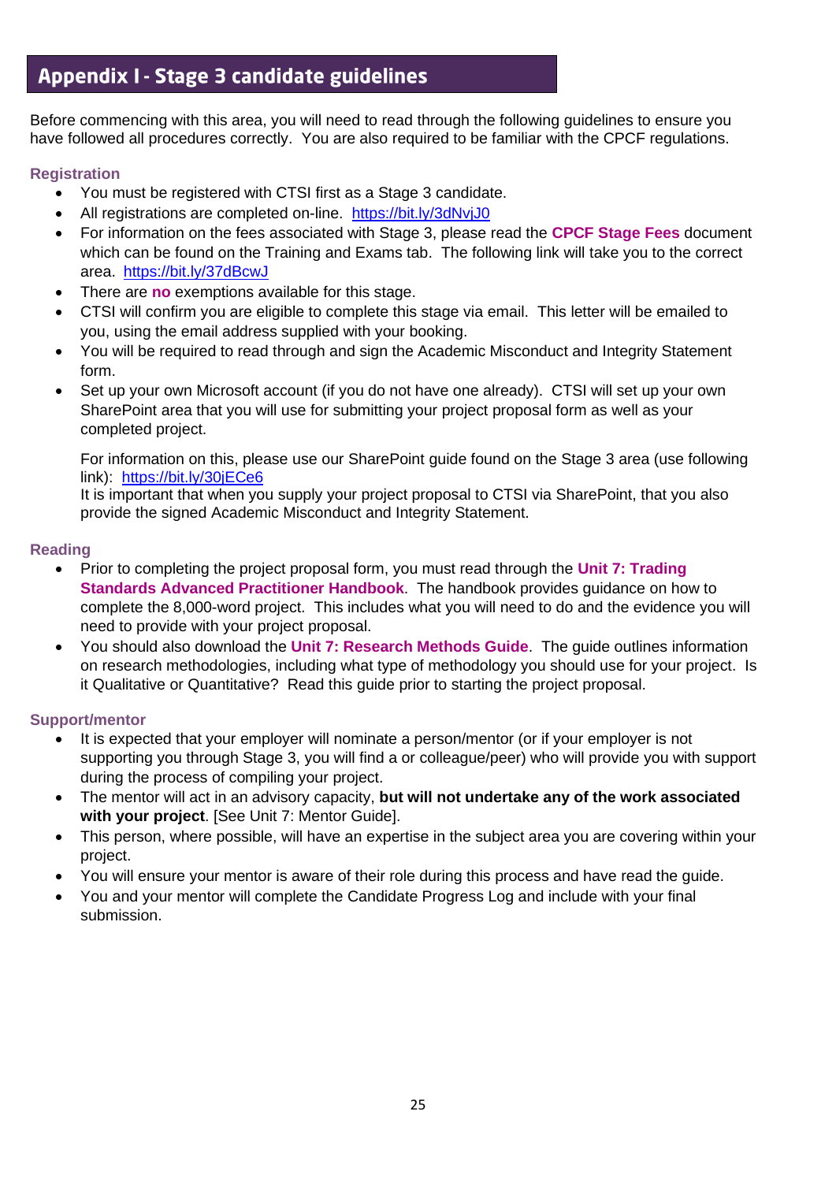## Appendix I - Stage 3 candidate guidelines

Before commencing with this area, you will need to read through the following guidelines to ensure you have followed all procedures correctly. You are also required to be familiar with the CPCF regulations.

### Registration

- You must be registered with CTSI first as a Stage 3 candidate.
- All registrations are completed on-line. https://bit.ly/3dNvjJ0
- For information on the fees associated with Stage 3, please read the **CPCF Stage Fees** document which can be found on the Training and Exams tab. The following link will take you to the correct area. https://bit.ly/37dBcwJ
- There are **no** exemptions available for this stage.
- CTSI will confirm you are eligible to complete this stage via email. This letter will be emailed to you, using the email address supplied with your booking.
- You will be required to read through and sign the Academic Misconduct and Integrity Statement form.
- Set up your own Microsoft account (if you do not have one already). CTSI will set up your own SharePoint area that you will use for submitting your project proposal form as well as your completed project.

  For information on this, please use our SharePoint guide found on the Stage 3 area (use following link): https://bit.ly/30jECe6
  It is important that when you supply your project proposal to CTSI via SharePoint, that you also provide the signed Academic Misconduct and Integrity Statement.

### Reading

- Prior to completing the project proposal form, you must read through the **Unit 7: Trading Standards Advanced Practitioner Handbook**. The handbook provides guidance on how to complete the 8,000-word project. This includes what you will need to do and the evidence you will need to provide with your project proposal.
- You should also download the **Unit 7: Research Methods Guide**. The guide outlines information on research methodologies, including what type of methodology you should use for your project. Is it Qualitative or Quantitative? Read this guide prior to starting the project proposal.

### Support/mentor

- It is expected that your employer will nominate a person/mentor (or if your employer is not supporting you through Stage 3, you will find a or colleague/peer) who will provide you with support during the process of compiling your project.
- The mentor will act in an advisory capacity, **but will not undertake any of the work associated with your project**. [See Unit 7: Mentor Guide].
- This person, where possible, will have an expertise in the subject area you are covering within your project.
- You will ensure your mentor is aware of their role during this process and have read the guide.
- You and your mentor will complete the Candidate Progress Log and include with your final submission.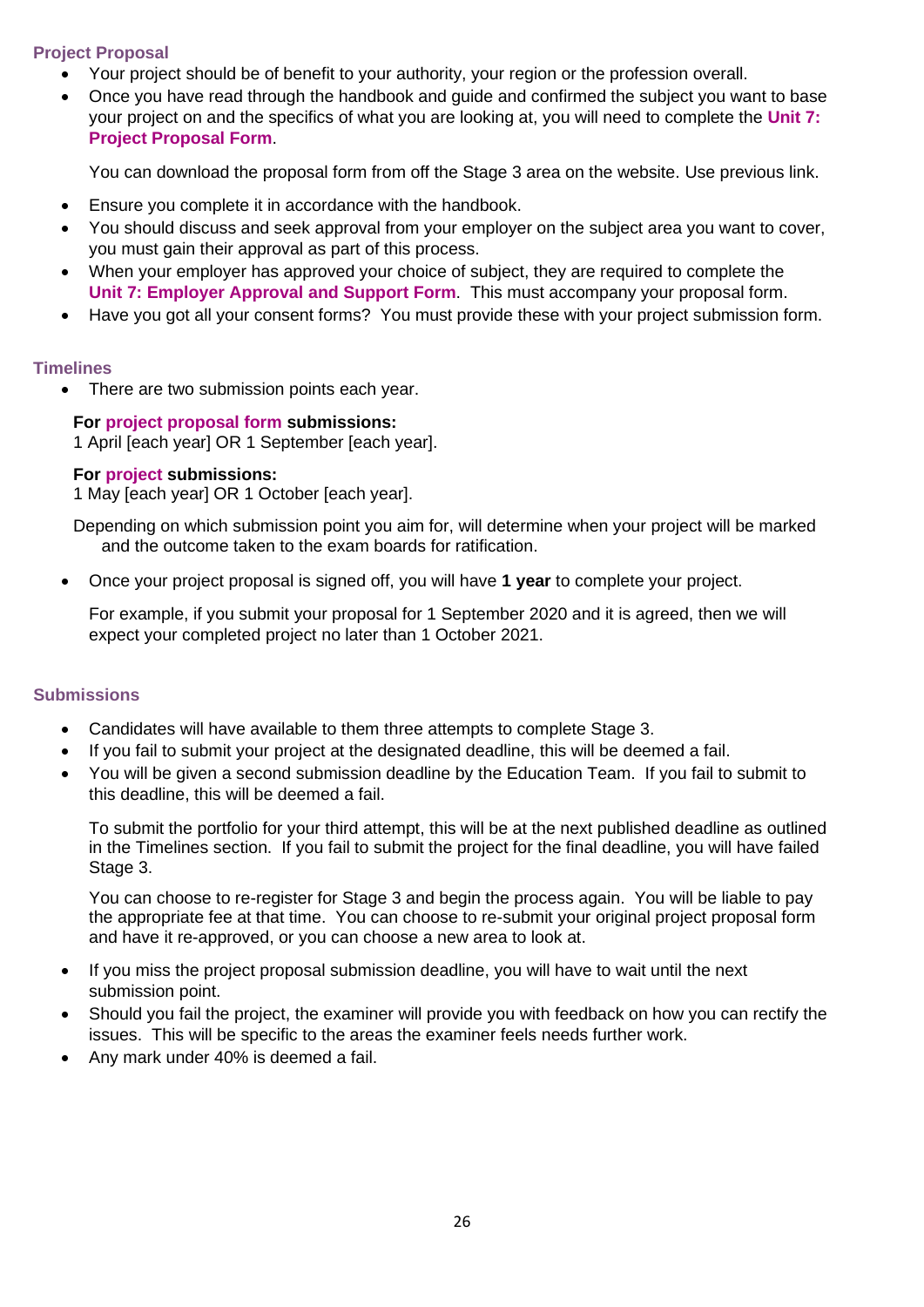### Project Proposal

- Your project should be of benefit to your authority, your region or the profession overall.
- Once you have read through the handbook and guide and confirmed the subject you want to base your project on and the specifics of what you are looking at, you will need to complete the **Unit 7: Project Proposal Form**.

  You can download the proposal form from off the Stage 3 area on the website. Use previous link.

- Ensure you complete it in accordance with the handbook.
- You should discuss and seek approval from your employer on the subject area you want to cover, you must gain their approval as part of this process.
- When your employer has approved your choice of subject, they are required to complete the **Unit 7: Employer Approval and Support Form**. This must accompany your proposal form.
- Have you got all your consent forms? You must provide these with your project submission form.

### Timelines

- There are two submission points each year.

  **For project proposal form submissions:**
  1 April [each year] OR 1 September [each year].

  **For project submissions:**
  1 May [each year] OR 1 October [each year].

  Depending on which submission point you aim for, will determine when your project will be marked and the outcome taken to the exam boards for ratification.

- Once your project proposal is signed off, you will have **1 year** to complete your project.

  For example, if you submit your proposal for 1 September 2020 and it is agreed, then we will expect your completed project no later than 1 October 2021.

### Submissions

- Candidates will have available to them three attempts to complete Stage 3.
- If you fail to submit your project at the designated deadline, this will be deemed a fail.
- You will be given a second submission deadline by the Education Team. If you fail to submit to this deadline, this will be deemed a fail.

  To submit the portfolio for your third attempt, this will be at the next published deadline as outlined in the Timelines section. If you fail to submit the project for the final deadline, you will have failed Stage 3.

  You can choose to re-register for Stage 3 and begin the process again. You will be liable to pay the appropriate fee at that time. You can choose to re-submit your original project proposal form and have it re-approved, or you can choose a new area to look at.

- If you miss the project proposal submission deadline, you will have to wait until the next submission point.
- Should you fail the project, the examiner will provide you with feedback on how you can rectify the issues. This will be specific to the areas the examiner feels needs further work.
- Any mark under 40% is deemed a fail.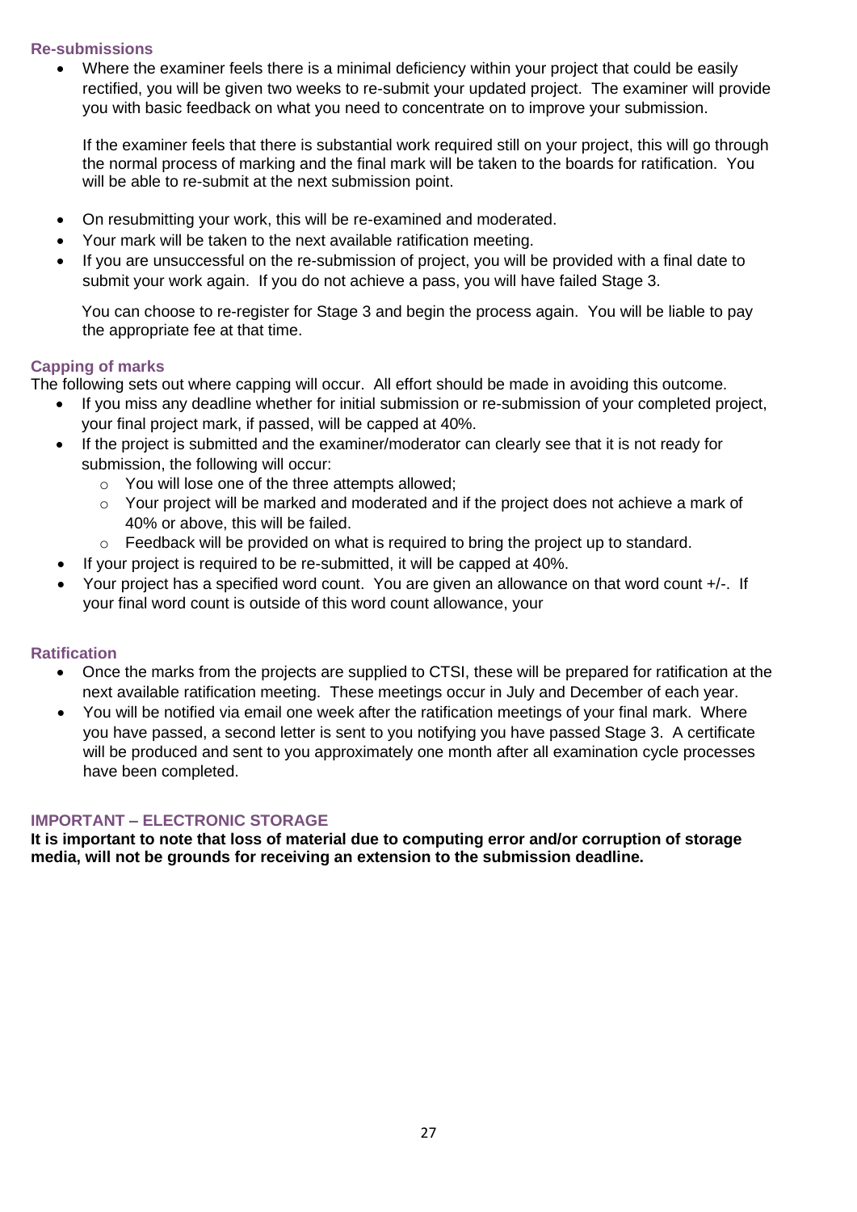### Re-submissions

- Where the examiner feels there is a minimal deficiency within your project that could be easily rectified, you will be given two weeks to re-submit your updated project. The examiner will provide you with basic feedback on what you need to concentrate on to improve your submission.

  If the examiner feels that there is substantial work required still on your project, this will go through the normal process of marking and the final mark will be taken to the boards for ratification. You will be able to re-submit at the next submission point.

- On resubmitting your work, this will be re-examined and moderated.
- Your mark will be taken to the next available ratification meeting.
- If you are unsuccessful on the re-submission of project, you will be provided with a final date to submit your work again. If you do not achieve a pass, you will have failed Stage 3.

  You can choose to re-register for Stage 3 and begin the process again. You will be liable to pay the appropriate fee at that time.

### Capping of marks

The following sets out where capping will occur. All effort should be made in avoiding this outcome.

- If you miss any deadline whether for initial submission or re-submission of your completed project, your final project mark, if passed, will be capped at 40%.
- If the project is submitted and the examiner/moderator can clearly see that it is not ready for submission, the following will occur:
  - You will lose one of the three attempts allowed;
  - Your project will be marked and moderated and if the project does not achieve a mark of 40% or above, this will be failed.
  - Feedback will be provided on what is required to bring the project up to standard.
- If your project is required to be re-submitted, it will be capped at 40%.
- Your project has a specified word count. You are given an allowance on that word count +/-. If your final word count is outside of this word count allowance, your

### Ratification

- Once the marks from the projects are supplied to CTSI, these will be prepared for ratification at the next available ratification meeting. These meetings occur in July and December of each year.
- You will be notified via email one week after the ratification meetings of your final mark. Where you have passed, a second letter is sent to you notifying you have passed Stage 3. A certificate will be produced and sent to you approximately one month after all examination cycle processes have been completed.

### IMPORTANT – ELECTRONIC STORAGE

**It is important to note that loss of material due to computing error and/or corruption of storage media, will not be grounds for receiving an extension to the submission deadline.**